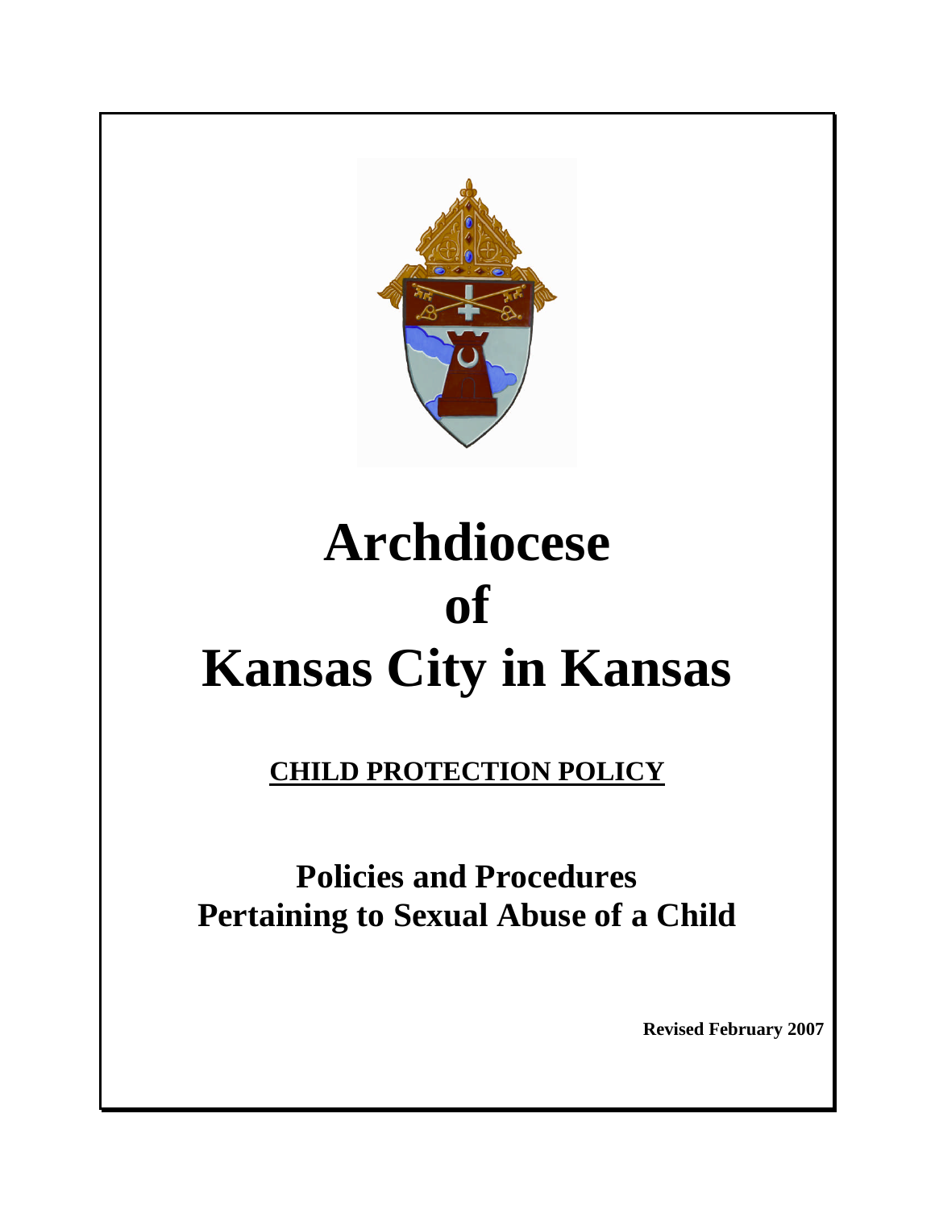# Archdiocese of Kansas City in Kansas

## CHILD PROTECTION POLICY

## Policies and Procedures Pertaining to Sexual Abuse of a Child

**Revised February 2007**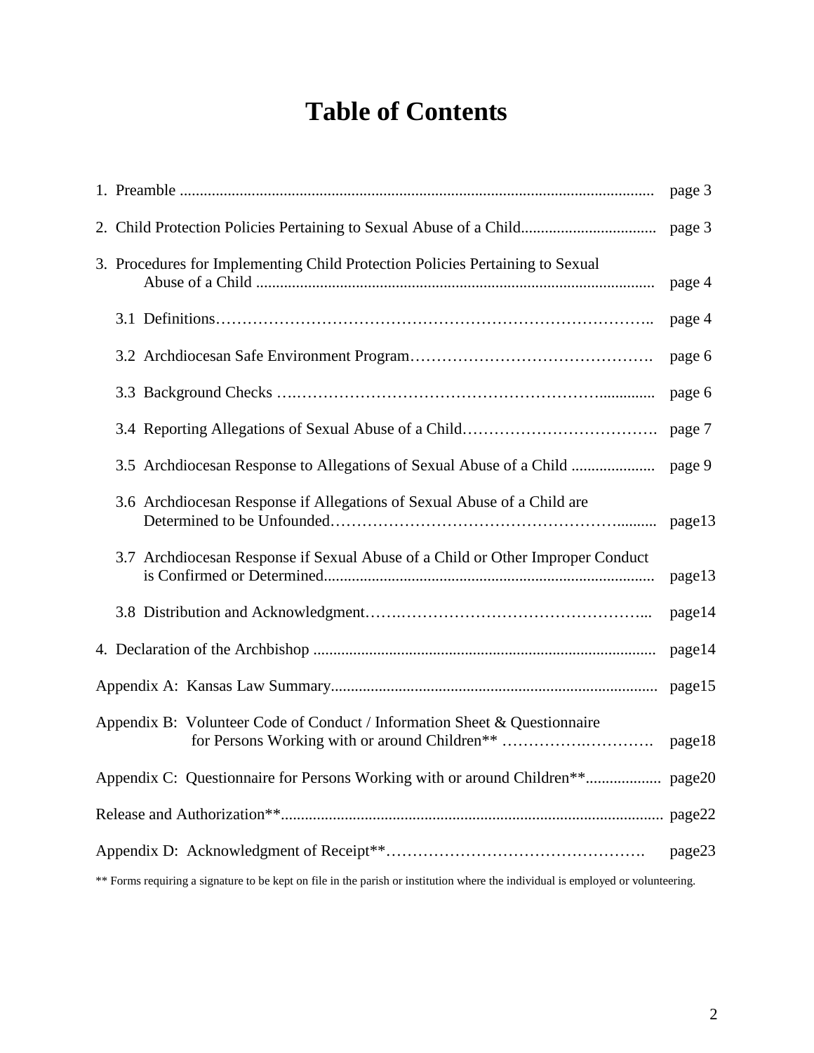# Table of Contents

| | |
|---|---|
| 1. Preamble | page 3 |
| 2. Child Protection Policies Pertaining to Sexual Abuse of a Child | page 3 |
| 3. Procedures for Implementing Child Protection Policies Pertaining to Sexual Abuse of a Child | page 4 |
| 3.1 Definitions | page 4 |
| 3.2 Archdiocesan Safe Environment Program | page 6 |
| 3.3 Background Checks | page 6 |
| 3.4 Reporting Allegations of Sexual Abuse of a Child | page 7 |
| 3.5 Archdiocesan Response to Allegations of Sexual Abuse of a Child | page 9 |
| 3.6 Archdiocesan Response if Allegations of Sexual Abuse of a Child are Determined to be Unfounded | page13 |
| 3.7 Archdiocesan Response if Sexual Abuse of a Child or Other Improper Conduct is Confirmed or Determined | page13 |
| 3.8 Distribution and Acknowledgment | page14 |
| 4. Declaration of the Archbishop | page14 |
| Appendix A: Kansas Law Summary | page15 |
| Appendix B: Volunteer Code of Conduct / Information Sheet & Questionnaire for Persons Working with or around Children** | page18 |
| Appendix C: Questionnaire for Persons Working with or around Children** | page20 |
| Release and Authorization** | page22 |
| Appendix D: Acknowledgment of Receipt** | page23 |

** Forms requiring a signature to be kept on file in the parish or institution where the individual is employed or volunteering.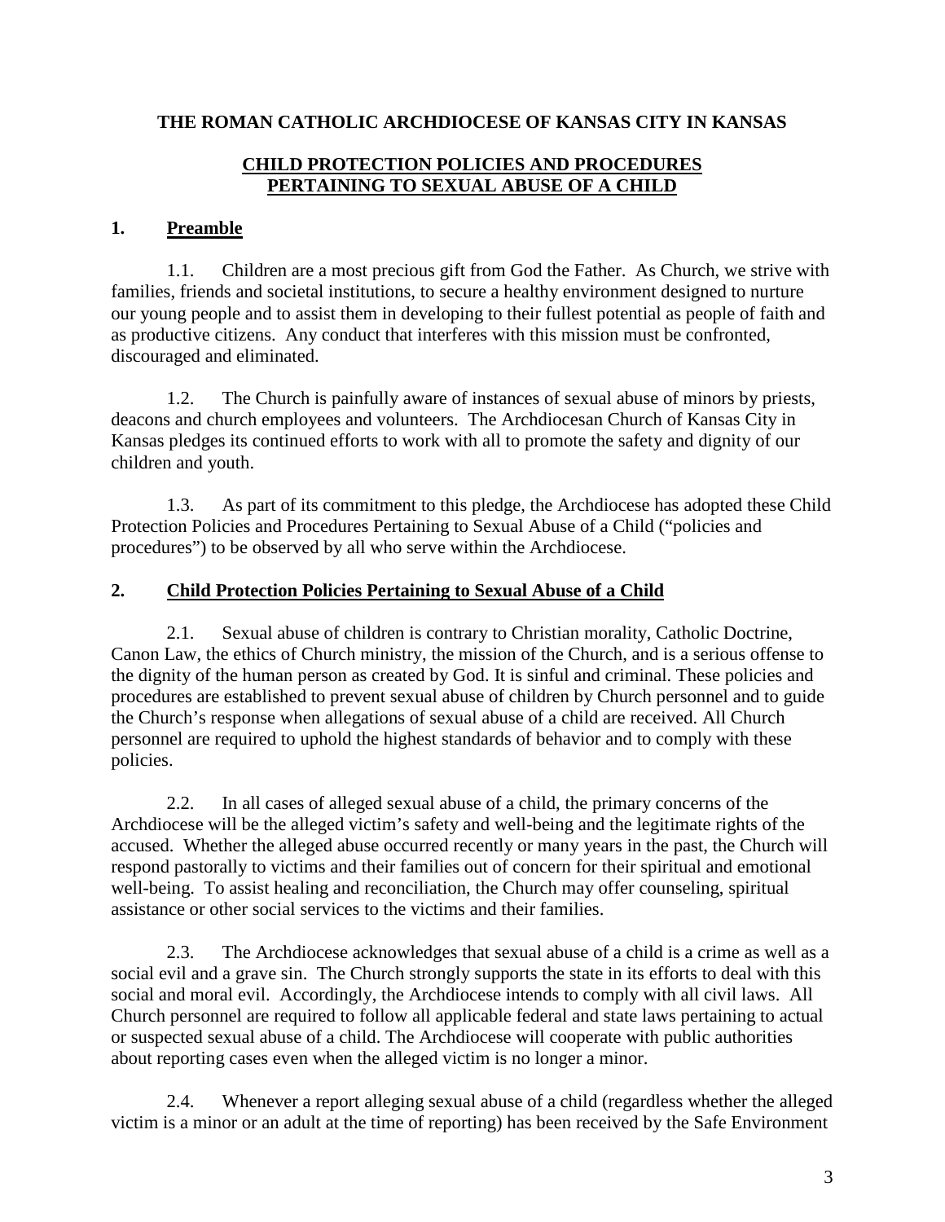**THE ROMAN CATHOLIC ARCHDIOCESE OF KANSAS CITY IN KANSAS**

**CHILD PROTECTION POLICIES AND PROCEDURES PERTAINING TO SEXUAL ABUSE OF A CHILD**

## 1. Preamble

1.1. Children are a most precious gift from God the Father. As Church, we strive with families, friends and societal institutions, to secure a healthy environment designed to nurture our young people and to assist them in developing to their fullest potential as people of faith and as productive citizens. Any conduct that interferes with this mission must be confronted, discouraged and eliminated.

1.2. The Church is painfully aware of instances of sexual abuse of minors by priests, deacons and church employees and volunteers. The Archdiocesan Church of Kansas City in Kansas pledges its continued efforts to work with all to promote the safety and dignity of our children and youth.

1.3. As part of its commitment to this pledge, the Archdiocese has adopted these Child Protection Policies and Procedures Pertaining to Sexual Abuse of a Child ("policies and procedures") to be observed by all who serve within the Archdiocese.

## 2. Child Protection Policies Pertaining to Sexual Abuse of a Child

2.1. Sexual abuse of children is contrary to Christian morality, Catholic Doctrine, Canon Law, the ethics of Church ministry, the mission of the Church, and is a serious offense to the dignity of the human person as created by God. It is sinful and criminal. These policies and procedures are established to prevent sexual abuse of children by Church personnel and to guide the Church's response when allegations of sexual abuse of a child are received. All Church personnel are required to uphold the highest standards of behavior and to comply with these policies.

2.2. In all cases of alleged sexual abuse of a child, the primary concerns of the Archdiocese will be the alleged victim's safety and well-being and the legitimate rights of the accused. Whether the alleged abuse occurred recently or many years in the past, the Church will respond pastorally to victims and their families out of concern for their spiritual and emotional well-being. To assist healing and reconciliation, the Church may offer counseling, spiritual assistance or other social services to the victims and their families.

2.3. The Archdiocese acknowledges that sexual abuse of a child is a crime as well as a social evil and a grave sin. The Church strongly supports the state in its efforts to deal with this social and moral evil. Accordingly, the Archdiocese intends to comply with all civil laws. All Church personnel are required to follow all applicable federal and state laws pertaining to actual or suspected sexual abuse of a child. The Archdiocese will cooperate with public authorities about reporting cases even when the alleged victim is no longer a minor.

2.4. Whenever a report alleging sexual abuse of a child (regardless whether the alleged victim is a minor or an adult at the time of reporting) has been received by the Safe Environment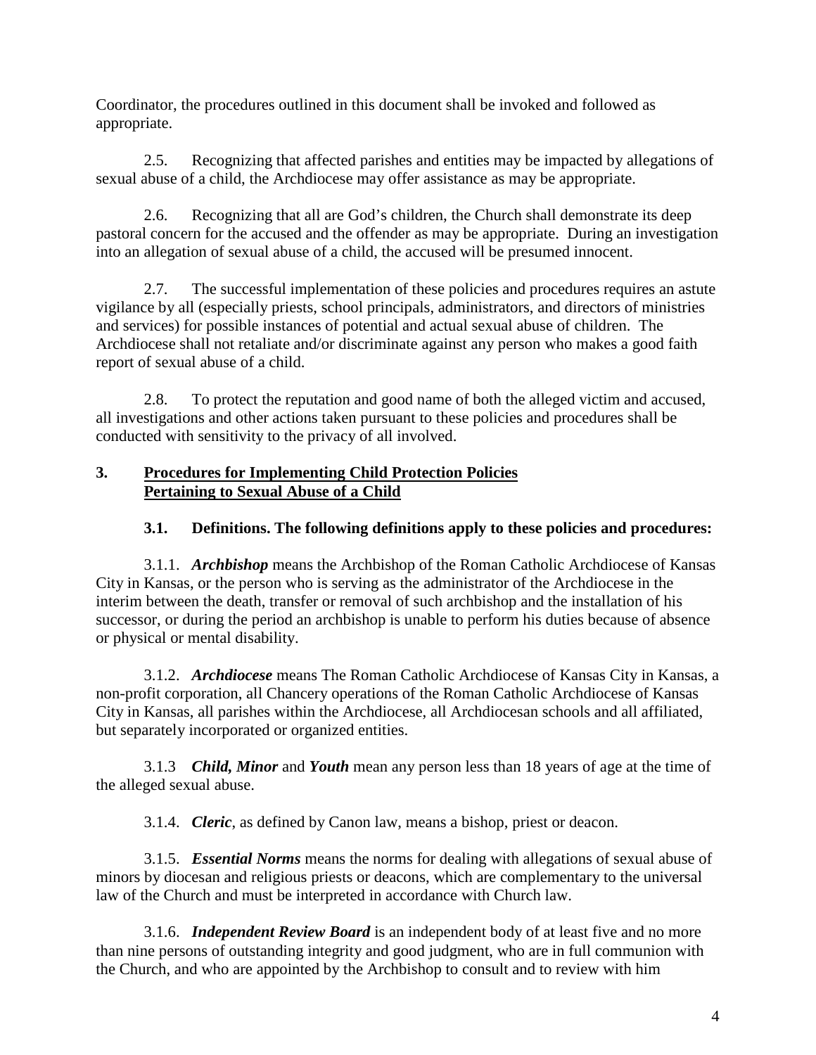Coordinator, the procedures outlined in this document shall be invoked and followed as appropriate.

2.5. Recognizing that affected parishes and entities may be impacted by allegations of sexual abuse of a child, the Archdiocese may offer assistance as may be appropriate.

2.6. Recognizing that all are God's children, the Church shall demonstrate its deep pastoral concern for the accused and the offender as may be appropriate. During an investigation into an allegation of sexual abuse of a child, the accused will be presumed innocent.

2.7. The successful implementation of these policies and procedures requires an astute vigilance by all (especially priests, school principals, administrators, and directors of ministries and services) for possible instances of potential and actual sexual abuse of children. The Archdiocese shall not retaliate and/or discriminate against any person who makes a good faith report of sexual abuse of a child.

2.8. To protect the reputation and good name of both the alleged victim and accused, all investigations and other actions taken pursuant to these policies and procedures shall be conducted with sensitivity to the privacy of all involved.

## 3. Procedures for Implementing Child Protection Policies Pertaining to Sexual Abuse of a Child

### 3.1. Definitions. The following definitions apply to these policies and procedures:

3.1.1. ***Archbishop*** means the Archbishop of the Roman Catholic Archdiocese of Kansas City in Kansas, or the person who is serving as the administrator of the Archdiocese in the interim between the death, transfer or removal of such archbishop and the installation of his successor, or during the period an archbishop is unable to perform his duties because of absence or physical or mental disability.

3.1.2. ***Archdiocese*** means The Roman Catholic Archdiocese of Kansas City in Kansas, a non-profit corporation, all Chancery operations of the Roman Catholic Archdiocese of Kansas City in Kansas, all parishes within the Archdiocese, all Archdiocesan schools and all affiliated, but separately incorporated or organized entities.

3.1.3 ***Child, Minor*** and ***Youth*** mean any person less than 18 years of age at the time of the alleged sexual abuse.

3.1.4. ***Cleric***, as defined by Canon law, means a bishop, priest or deacon.

3.1.5. ***Essential Norms*** means the norms for dealing with allegations of sexual abuse of minors by diocesan and religious priests or deacons, which are complementary to the universal law of the Church and must be interpreted in accordance with Church law.

3.1.6. ***Independent Review Board*** is an independent body of at least five and no more than nine persons of outstanding integrity and good judgment, who are in full communion with the Church, and who are appointed by the Archbishop to consult and to review with him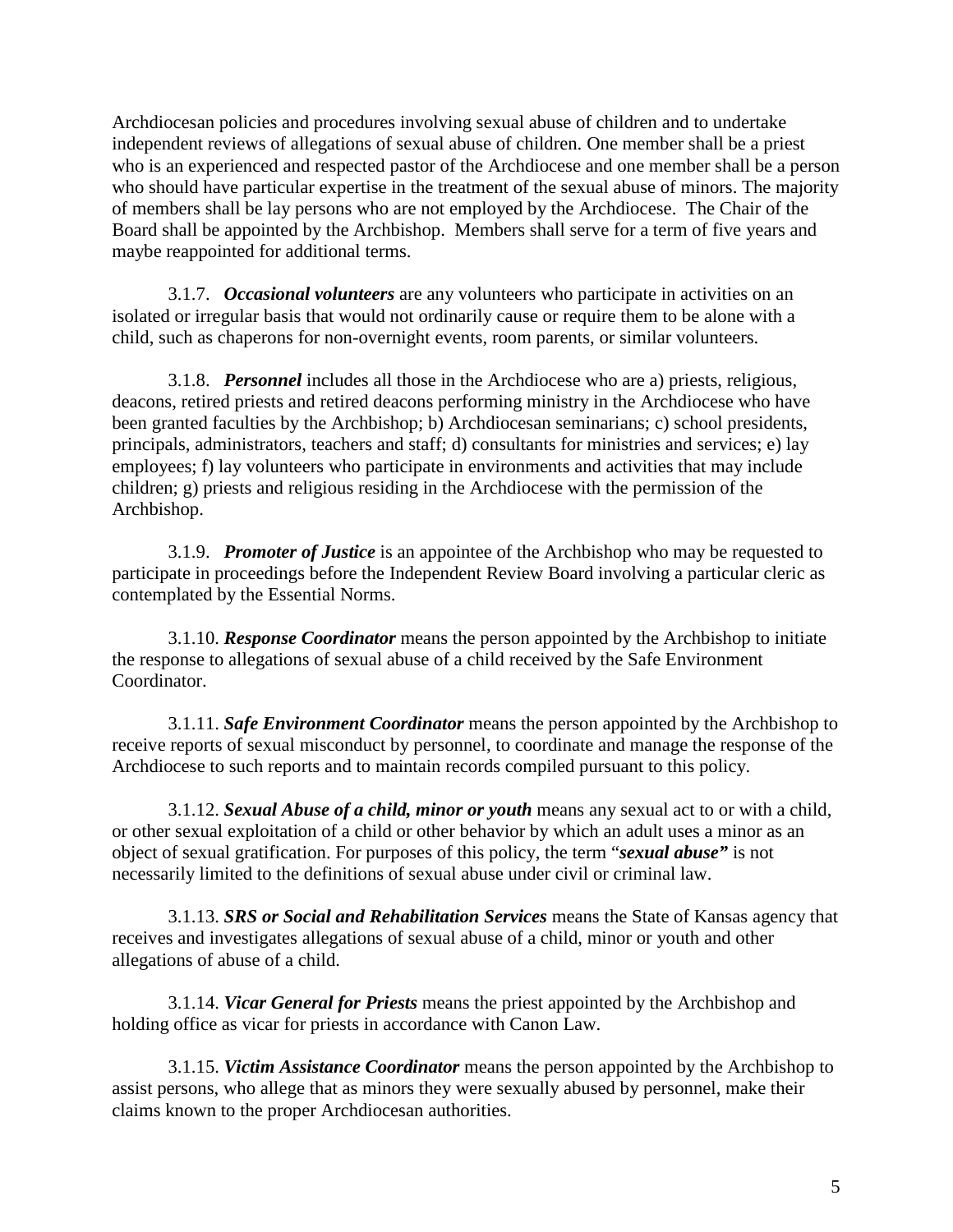Archdiocesan policies and procedures involving sexual abuse of children and to undertake independent reviews of allegations of sexual abuse of children. One member shall be a priest who is an experienced and respected pastor of the Archdiocese and one member shall be a person who should have particular expertise in the treatment of the sexual abuse of minors. The majority of members shall be lay persons who are not employed by the Archdiocese. The Chair of the Board shall be appointed by the Archbishop. Members shall serve for a term of five years and maybe reappointed for additional terms.

3.1.7. ***Occasional volunteers*** are any volunteers who participate in activities on an isolated or irregular basis that would not ordinarily cause or require them to be alone with a child, such as chaperons for non-overnight events, room parents, or similar volunteers.

3.1.8. ***Personnel*** includes all those in the Archdiocese who are a) priests, religious, deacons, retired priests and retired deacons performing ministry in the Archdiocese who have been granted faculties by the Archbishop; b) Archdiocesan seminarians; c) school presidents, principals, administrators, teachers and staff; d) consultants for ministries and services; e) lay employees; f) lay volunteers who participate in environments and activities that may include children; g) priests and religious residing in the Archdiocese with the permission of the Archbishop.

3.1.9. ***Promoter of Justice*** is an appointee of the Archbishop who may be requested to participate in proceedings before the Independent Review Board involving a particular cleric as contemplated by the Essential Norms.

3.1.10. ***Response Coordinator*** means the person appointed by the Archbishop to initiate the response to allegations of sexual abuse of a child received by the Safe Environment Coordinator.

3.1.11. ***Safe Environment Coordinator*** means the person appointed by the Archbishop to receive reports of sexual misconduct by personnel, to coordinate and manage the response of the Archdiocese to such reports and to maintain records compiled pursuant to this policy.

3.1.12. ***Sexual Abuse of a child, minor or youth*** means any sexual act to or with a child, or other sexual exploitation of a child or other behavior by which an adult uses a minor as an object of sexual gratification. For purposes of this policy, the term "***sexual abuse"*** is not necessarily limited to the definitions of sexual abuse under civil or criminal law.

3.1.13. ***SRS or Social and Rehabilitation Services*** means the State of Kansas agency that receives and investigates allegations of sexual abuse of a child, minor or youth and other allegations of abuse of a child.

3.1.14. ***Vicar General for Priests*** means the priest appointed by the Archbishop and holding office as vicar for priests in accordance with Canon Law.

3.1.15. ***Victim Assistance Coordinator*** means the person appointed by the Archbishop to assist persons, who allege that as minors they were sexually abused by personnel, make their claims known to the proper Archdiocesan authorities.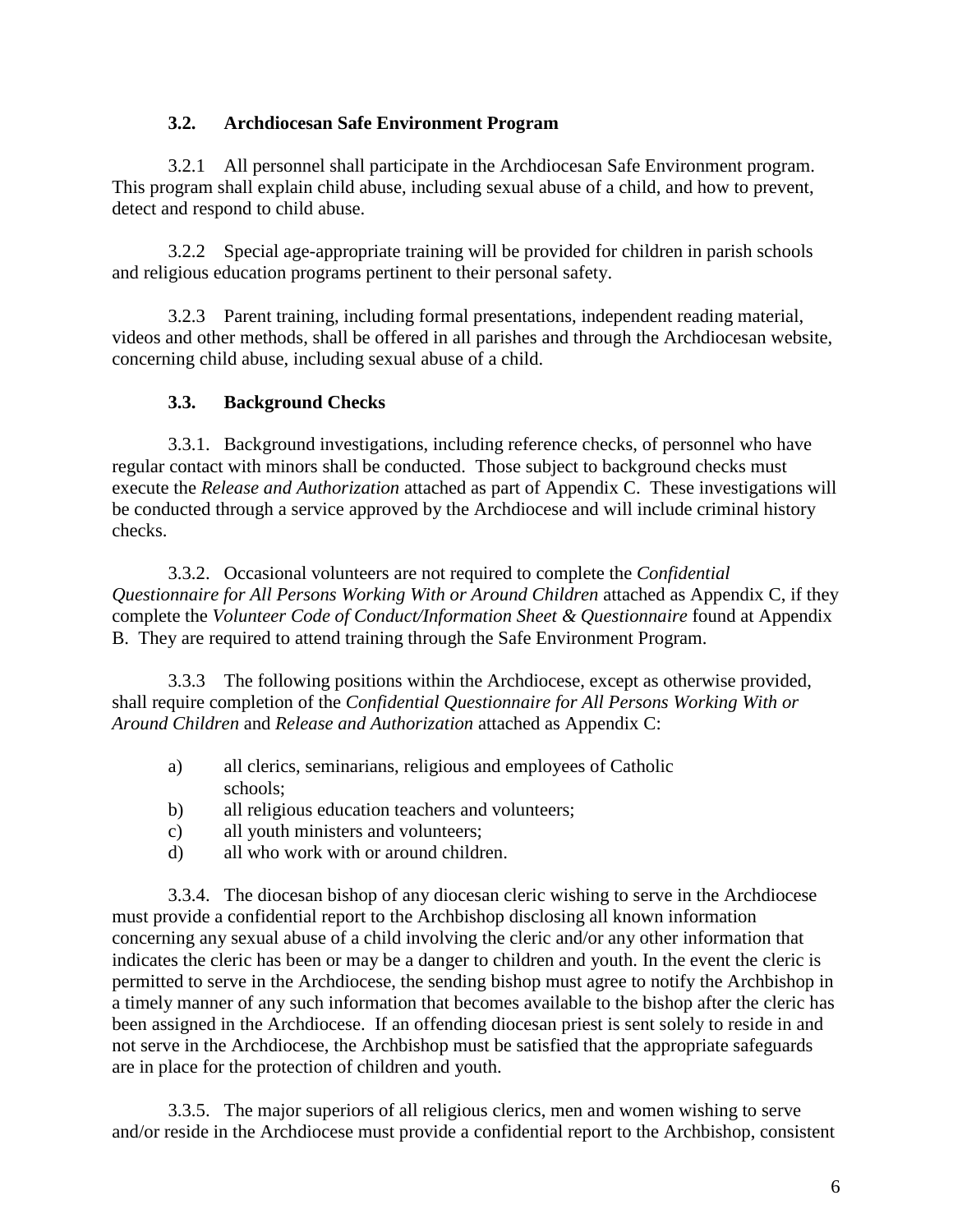### 3.2. Archdiocesan Safe Environment Program

3.2.1 All personnel shall participate in the Archdiocesan Safe Environment program. This program shall explain child abuse, including sexual abuse of a child, and how to prevent, detect and respond to child abuse.

3.2.2 Special age-appropriate training will be provided for children in parish schools and religious education programs pertinent to their personal safety.

3.2.3 Parent training, including formal presentations, independent reading material, videos and other methods, shall be offered in all parishes and through the Archdiocesan website, concerning child abuse, including sexual abuse of a child.

### 3.3. Background Checks

3.3.1. Background investigations, including reference checks, of personnel who have regular contact with minors shall be conducted. Those subject to background checks must execute the *Release and Authorization* attached as part of Appendix C. These investigations will be conducted through a service approved by the Archdiocese and will include criminal history checks.

3.3.2. Occasional volunteers are not required to complete the *Confidential Questionnaire for All Persons Working With or Around Children* attached as Appendix C, if they complete the *Volunteer Code of Conduct/Information Sheet & Questionnaire* found at Appendix B. They are required to attend training through the Safe Environment Program.

3.3.3 The following positions within the Archdiocese, except as otherwise provided, shall require completion of the *Confidential Questionnaire for All Persons Working With or Around Children* and *Release and Authorization* attached as Appendix C:

a) all clerics, seminarians, religious and employees of Catholic schools;
b) all religious education teachers and volunteers;
c) all youth ministers and volunteers;
d) all who work with or around children.

3.3.4. The diocesan bishop of any diocesan cleric wishing to serve in the Archdiocese must provide a confidential report to the Archbishop disclosing all known information concerning any sexual abuse of a child involving the cleric and/or any other information that indicates the cleric has been or may be a danger to children and youth. In the event the cleric is permitted to serve in the Archdiocese, the sending bishop must agree to notify the Archbishop in a timely manner of any such information that becomes available to the bishop after the cleric has been assigned in the Archdiocese. If an offending diocesan priest is sent solely to reside in and not serve in the Archdiocese, the Archbishop must be satisfied that the appropriate safeguards are in place for the protection of children and youth.

3.3.5. The major superiors of all religious clerics, men and women wishing to serve and/or reside in the Archdiocese must provide a confidential report to the Archbishop, consistent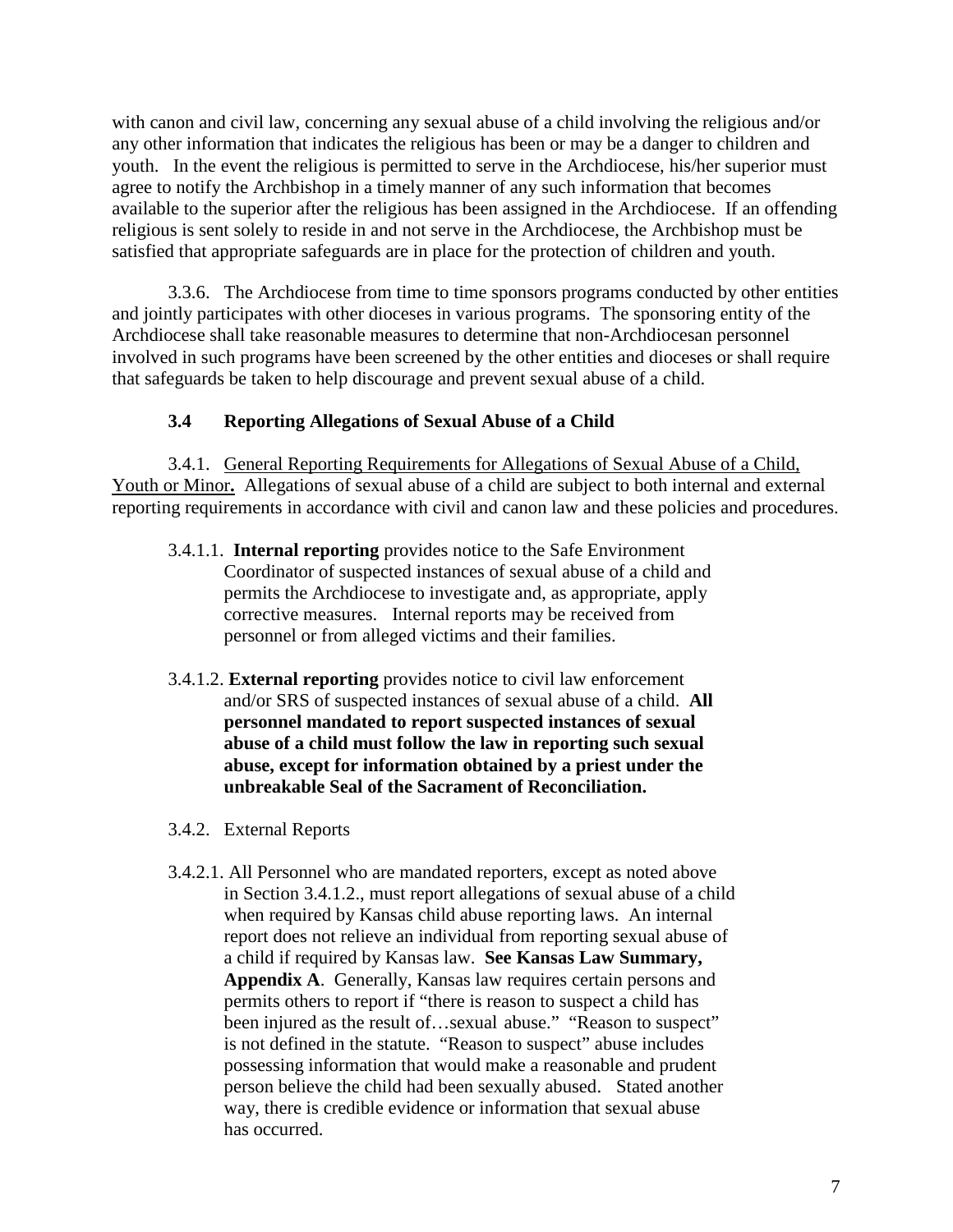with canon and civil law, concerning any sexual abuse of a child involving the religious and/or any other information that indicates the religious has been or may be a danger to children and youth. In the event the religious is permitted to serve in the Archdiocese, his/her superior must agree to notify the Archbishop in a timely manner of any such information that becomes available to the superior after the religious has been assigned in the Archdiocese. If an offending religious is sent solely to reside in and not serve in the Archdiocese, the Archbishop must be satisfied that appropriate safeguards are in place for the protection of children and youth.

3.3.6. The Archdiocese from time to time sponsors programs conducted by other entities and jointly participates with other dioceses in various programs. The sponsoring entity of the Archdiocese shall take reasonable measures to determine that non-Archdiocesan personnel involved in such programs have been screened by the other entities and dioceses or shall require that safeguards be taken to help discourage and prevent sexual abuse of a child.

### 3.4 Reporting Allegations of Sexual Abuse of a Child

3.4.1. General Reporting Requirements for Allegations of Sexual Abuse of a Child, Youth or Minor**.** Allegations of sexual abuse of a child are subject to both internal and external reporting requirements in accordance with civil and canon law and these policies and procedures.

3.4.1.1. **Internal reporting** provides notice to the Safe Environment Coordinator of suspected instances of sexual abuse of a child and permits the Archdiocese to investigate and, as appropriate, apply corrective measures. Internal reports may be received from personnel or from alleged victims and their families.

3.4.1.2. **External reporting** provides notice to civil law enforcement and/or SRS of suspected instances of sexual abuse of a child. **All personnel mandated to report suspected instances of sexual abuse of a child must follow the law in reporting such sexual abuse, except for information obtained by a priest under the unbreakable Seal of the Sacrament of Reconciliation.**

3.4.2. External Reports

3.4.2.1. All Personnel who are mandated reporters, except as noted above in Section 3.4.1.2., must report allegations of sexual abuse of a child when required by Kansas child abuse reporting laws. An internal report does not relieve an individual from reporting sexual abuse of a child if required by Kansas law. **See Kansas Law Summary, Appendix A**. Generally, Kansas law requires certain persons and permits others to report if "there is reason to suspect a child has been injured as the result of…sexual abuse." "Reason to suspect" is not defined in the statute. "Reason to suspect" abuse includes possessing information that would make a reasonable and prudent person believe the child had been sexually abused. Stated another way, there is credible evidence or information that sexual abuse has occurred.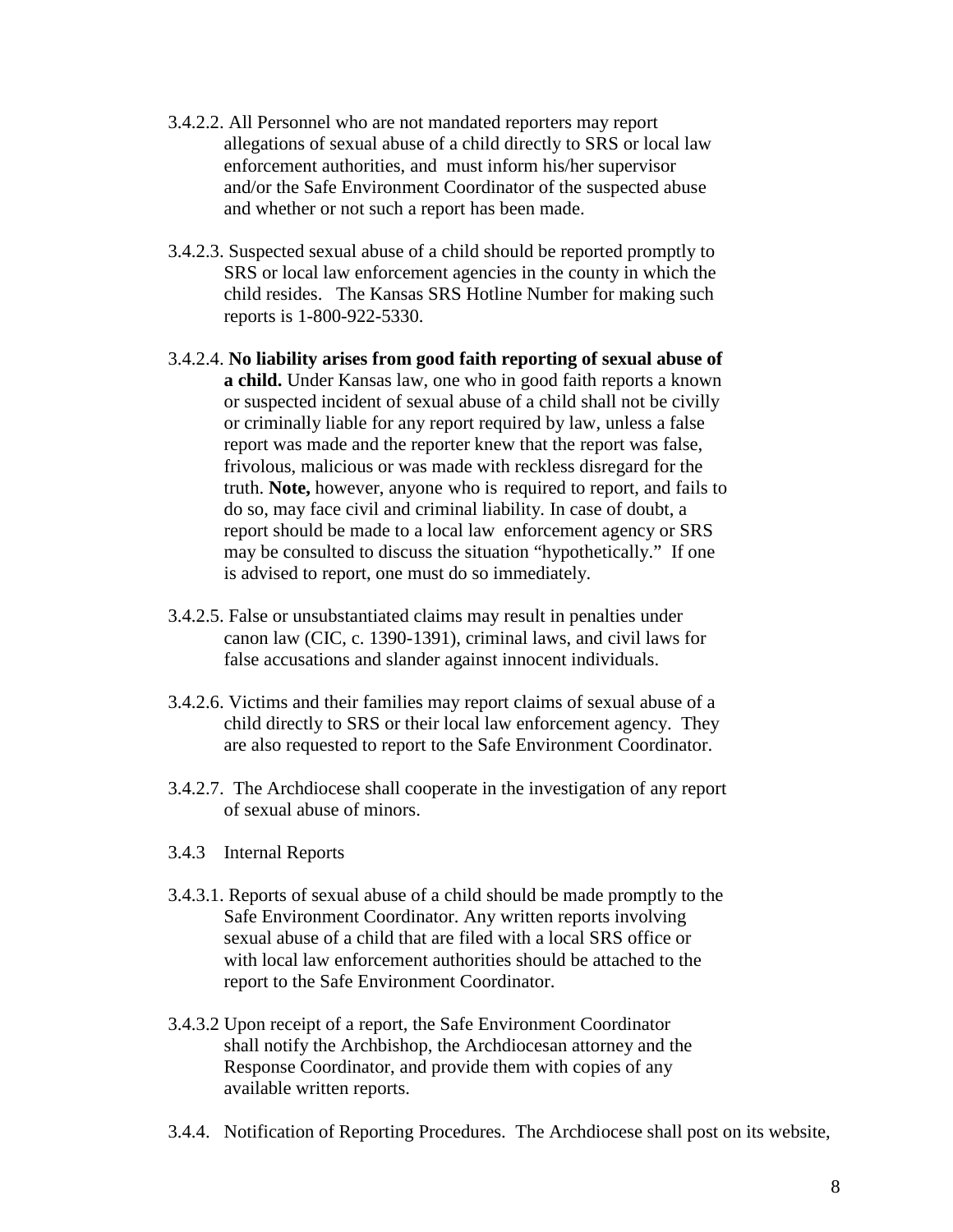3.4.2.2. All Personnel who are not mandated reporters may report allegations of sexual abuse of a child directly to SRS or local law enforcement authorities, and must inform his/her supervisor and/or the Safe Environment Coordinator of the suspected abuse and whether or not such a report has been made.

3.4.2.3. Suspected sexual abuse of a child should be reported promptly to SRS or local law enforcement agencies in the county in which the child resides. The Kansas SRS Hotline Number for making such reports is 1-800-922-5330.

3.4.2.4. **No liability arises from good faith reporting of sexual abuse of a child.** Under Kansas law, one who in good faith reports a known or suspected incident of sexual abuse of a child shall not be civilly or criminally liable for any report required by law, unless a false report was made and the reporter knew that the report was false, frivolous, malicious or was made with reckless disregard for the truth. **Note,** however, anyone who is required to report, and fails to do so, may face civil and criminal liability. In case of doubt, a report should be made to a local law enforcement agency or SRS may be consulted to discuss the situation "hypothetically." If one is advised to report, one must do so immediately.

3.4.2.5. False or unsubstantiated claims may result in penalties under canon law (CIC, c. 1390-1391), criminal laws, and civil laws for false accusations and slander against innocent individuals.

3.4.2.6. Victims and their families may report claims of sexual abuse of a child directly to SRS or their local law enforcement agency. They are also requested to report to the Safe Environment Coordinator.

3.4.2.7. The Archdiocese shall cooperate in the investigation of any report of sexual abuse of minors.

3.4.3 Internal Reports

3.4.3.1. Reports of sexual abuse of a child should be made promptly to the Safe Environment Coordinator. Any written reports involving sexual abuse of a child that are filed with a local SRS office or with local law enforcement authorities should be attached to the report to the Safe Environment Coordinator.

3.4.3.2 Upon receipt of a report, the Safe Environment Coordinator shall notify the Archbishop, the Archdiocesan attorney and the Response Coordinator, and provide them with copies of any available written reports.

3.4.4. Notification of Reporting Procedures. The Archdiocese shall post on its website,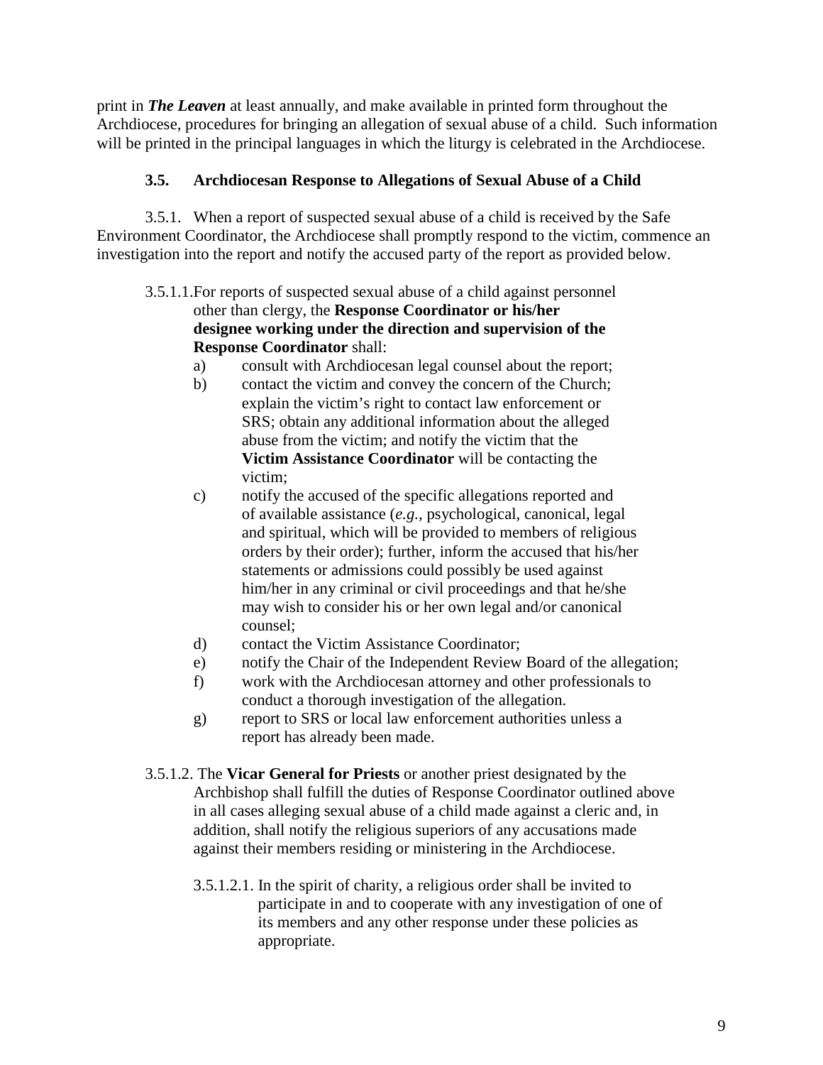print in ***The Leaven*** at least annually, and make available in printed form throughout the Archdiocese, procedures for bringing an allegation of sexual abuse of a child. Such information will be printed in the principal languages in which the liturgy is celebrated in the Archdiocese.

### 3.5. Archdiocesan Response to Allegations of Sexual Abuse of a Child

3.5.1. When a report of suspected sexual abuse of a child is received by the Safe Environment Coordinator, the Archdiocese shall promptly respond to the victim, commence an investigation into the report and notify the accused party of the report as provided below.

3.5.1.1. For reports of suspected sexual abuse of a child against personnel other than clergy, the **Response Coordinator or his/her designee working under the direction and supervision of the Response Coordinator** shall:

- a) consult with Archdiocesan legal counsel about the report;
- b) contact the victim and convey the concern of the Church; explain the victim's right to contact law enforcement or SRS; obtain any additional information about the alleged abuse from the victim; and notify the victim that the **Victim Assistance Coordinator** will be contacting the victim;
- c) notify the accused of the specific allegations reported and of available assistance (*e.g.*, psychological, canonical, legal and spiritual, which will be provided to members of religious orders by their order); further, inform the accused that his/her statements or admissions could possibly be used against him/her in any criminal or civil proceedings and that he/she may wish to consider his or her own legal and/or canonical counsel;
- d) contact the Victim Assistance Coordinator;
- e) notify the Chair of the Independent Review Board of the allegation;
- f) work with the Archdiocesan attorney and other professionals to conduct a thorough investigation of the allegation.
- g) report to SRS or local law enforcement authorities unless a report has already been made.

3.5.1.2. The **Vicar General for Priests** or another priest designated by the Archbishop shall fulfill the duties of Response Coordinator outlined above in all cases alleging sexual abuse of a child made against a cleric and, in addition, shall notify the religious superiors of any accusations made against their members residing or ministering in the Archdiocese.

3.5.1.2.1. In the spirit of charity, a religious order shall be invited to participate in and to cooperate with any investigation of one of its members and any other response under these policies as appropriate.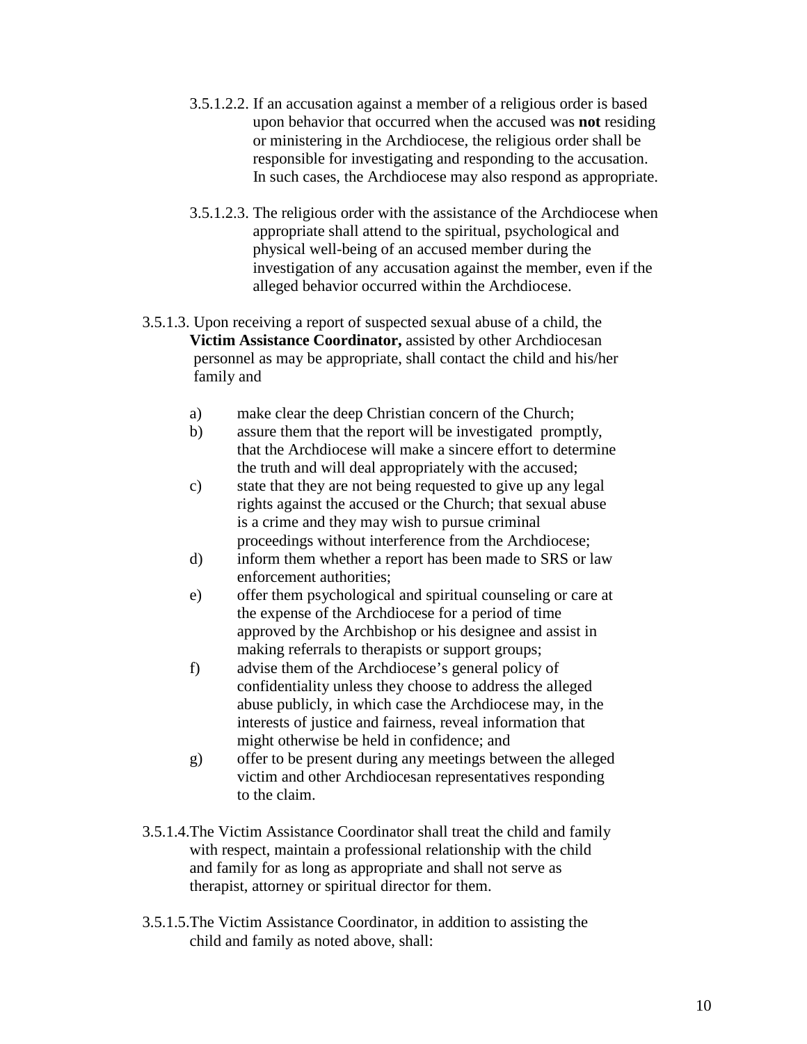3.5.1.2.2. If an accusation against a member of a religious order is based upon behavior that occurred when the accused was **not** residing or ministering in the Archdiocese, the religious order shall be responsible for investigating and responding to the accusation. In such cases, the Archdiocese may also respond as appropriate.

3.5.1.2.3. The religious order with the assistance of the Archdiocese when appropriate shall attend to the spiritual, psychological and physical well-being of an accused member during the investigation of any accusation against the member, even if the alleged behavior occurred within the Archdiocese.

3.5.1.3. Upon receiving a report of suspected sexual abuse of a child, the **Victim Assistance Coordinator,** assisted by other Archdiocesan personnel as may be appropriate, shall contact the child and his/her family and

a) make clear the deep Christian concern of the Church;
b) assure them that the report will be investigated promptly, that the Archdiocese will make a sincere effort to determine the truth and will deal appropriately with the accused;
c) state that they are not being requested to give up any legal rights against the accused or the Church; that sexual abuse is a crime and they may wish to pursue criminal proceedings without interference from the Archdiocese;
d) inform them whether a report has been made to SRS or law enforcement authorities;
e) offer them psychological and spiritual counseling or care at the expense of the Archdiocese for a period of time approved by the Archbishop or his designee and assist in making referrals to therapists or support groups;
f) advise them of the Archdiocese's general policy of confidentiality unless they choose to address the alleged abuse publicly, in which case the Archdiocese may, in the interests of justice and fairness, reveal information that might otherwise be held in confidence; and
g) offer to be present during any meetings between the alleged victim and other Archdiocesan representatives responding to the claim.

3.5.1.4. The Victim Assistance Coordinator shall treat the child and family with respect, maintain a professional relationship with the child and family for as long as appropriate and shall not serve as therapist, attorney or spiritual director for them.

3.5.1.5. The Victim Assistance Coordinator, in addition to assisting the child and family as noted above, shall: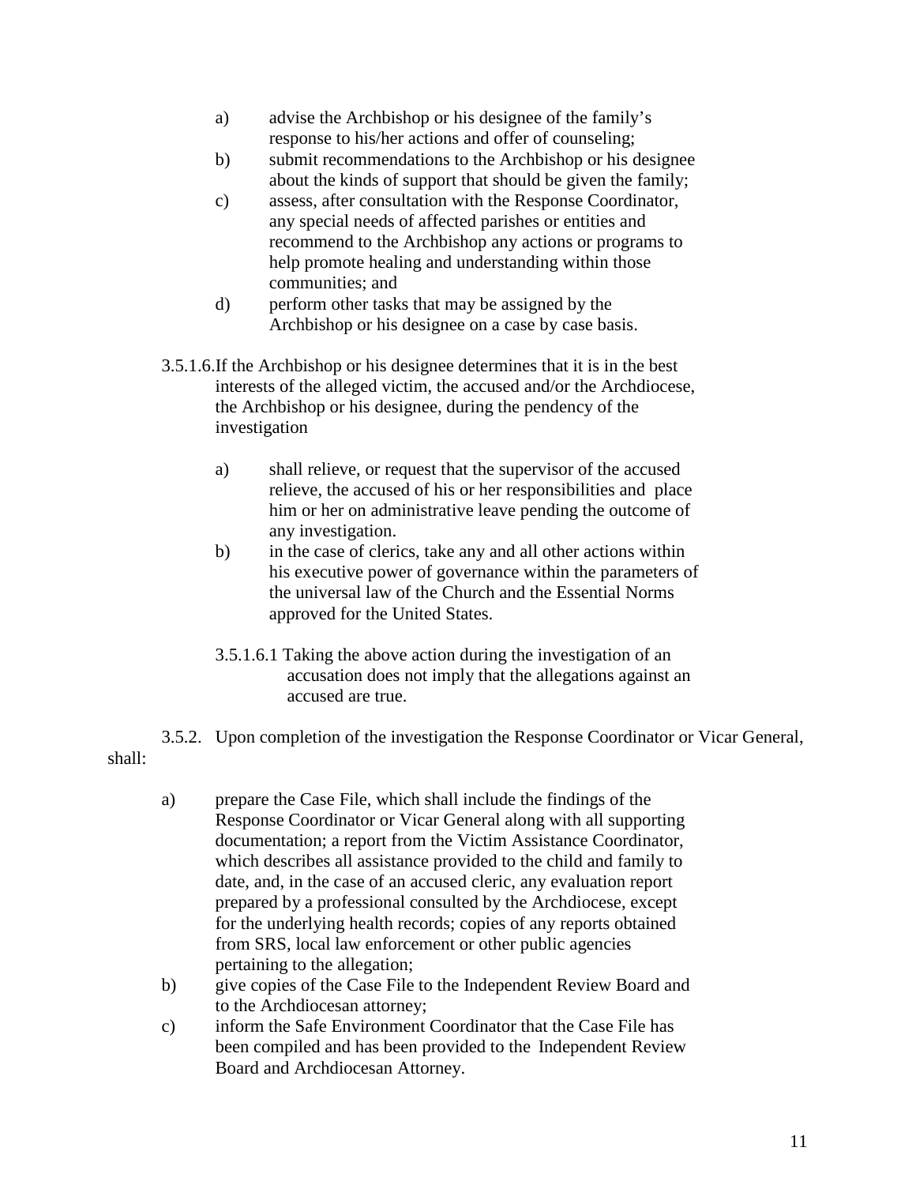a) advise the Archbishop or his designee of the family's response to his/her actions and offer of counseling;
b) submit recommendations to the Archbishop or his designee about the kinds of support that should be given the family;
c) assess, after consultation with the Response Coordinator, any special needs of affected parishes or entities and recommend to the Archbishop any actions or programs to help promote healing and understanding within those communities; and
d) perform other tasks that may be assigned by the Archbishop or his designee on a case by case basis.

3.5.1.6. If the Archbishop or his designee determines that it is in the best interests of the alleged victim, the accused and/or the Archdiocese, the Archbishop or his designee, during the pendency of the investigation

a) shall relieve, or request that the supervisor of the accused relieve, the accused of his or her responsibilities and place him or her on administrative leave pending the outcome of any investigation.
b) in the case of clerics, take any and all other actions within his executive power of governance within the parameters of the universal law of the Church and the Essential Norms approved for the United States.

3.5.1.6.1 Taking the above action during the investigation of an accusation does not imply that the allegations against an accused are true.

3.5.2. Upon completion of the investigation the Response Coordinator or Vicar General, shall:

a) prepare the Case File, which shall include the findings of the Response Coordinator or Vicar General along with all supporting documentation; a report from the Victim Assistance Coordinator, which describes all assistance provided to the child and family to date, and, in the case of an accused cleric, any evaluation report prepared by a professional consulted by the Archdiocese, except for the underlying health records; copies of any reports obtained from SRS, local law enforcement or other public agencies pertaining to the allegation;
b) give copies of the Case File to the Independent Review Board and to the Archdiocesan attorney;
c) inform the Safe Environment Coordinator that the Case File has been compiled and has been provided to the Independent Review Board and Archdiocesan Attorney.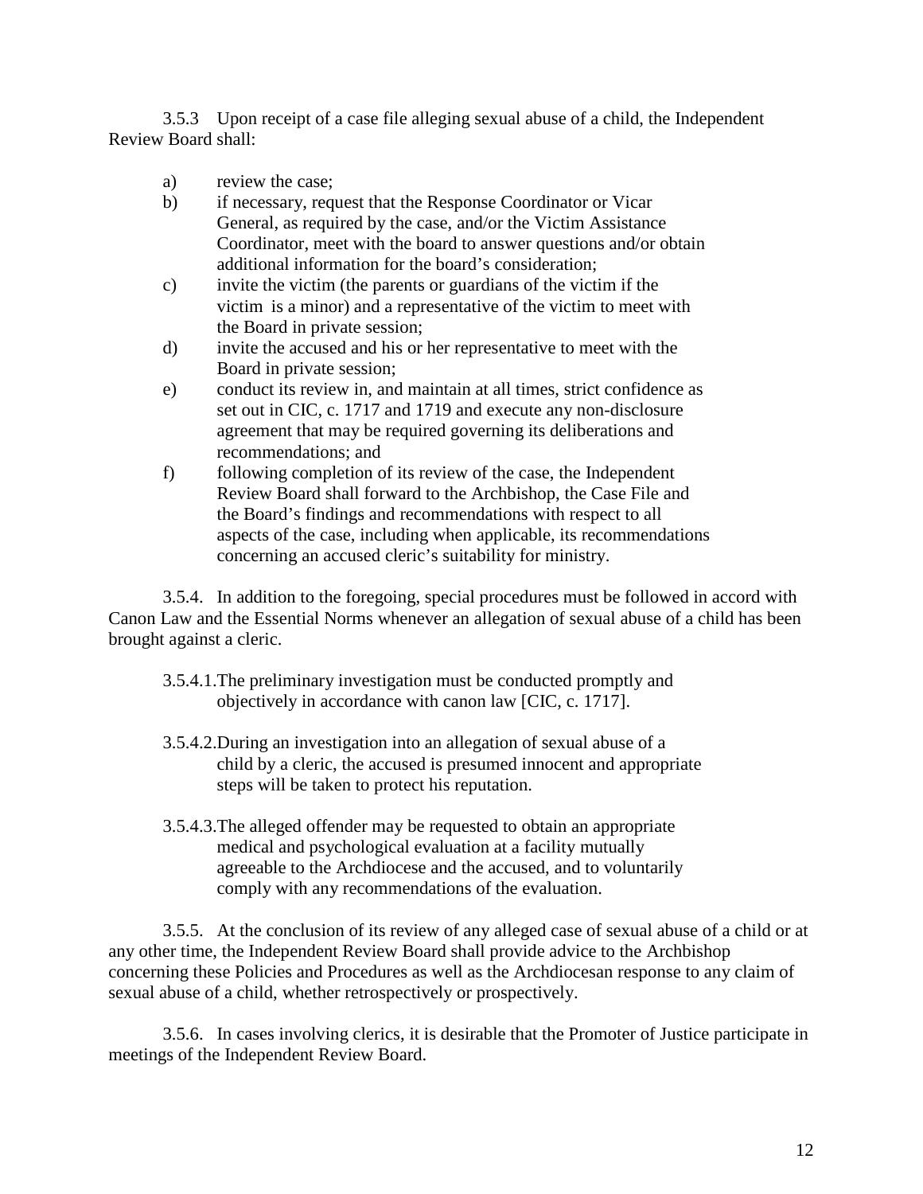3.5.3 Upon receipt of a case file alleging sexual abuse of a child, the Independent Review Board shall:

a) review the case;
b) if necessary, request that the Response Coordinator or Vicar General, as required by the case, and/or the Victim Assistance Coordinator, meet with the board to answer questions and/or obtain additional information for the board's consideration;
c) invite the victim (the parents or guardians of the victim if the victim is a minor) and a representative of the victim to meet with the Board in private session;
d) invite the accused and his or her representative to meet with the Board in private session;
e) conduct its review in, and maintain at all times, strict confidence as set out in CIC, c. 1717 and 1719 and execute any non-disclosure agreement that may be required governing its deliberations and recommendations; and
f) following completion of its review of the case, the Independent Review Board shall forward to the Archbishop, the Case File and the Board's findings and recommendations with respect to all aspects of the case, including when applicable, its recommendations concerning an accused cleric's suitability for ministry.

3.5.4. In addition to the foregoing, special procedures must be followed in accord with Canon Law and the Essential Norms whenever an allegation of sexual abuse of a child has been brought against a cleric.

3.5.4.1. The preliminary investigation must be conducted promptly and objectively in accordance with canon law [CIC, c. 1717].

3.5.4.2. During an investigation into an allegation of sexual abuse of a child by a cleric, the accused is presumed innocent and appropriate steps will be taken to protect his reputation.

3.5.4.3. The alleged offender may be requested to obtain an appropriate medical and psychological evaluation at a facility mutually agreeable to the Archdiocese and the accused, and to voluntarily comply with any recommendations of the evaluation.

3.5.5. At the conclusion of its review of any alleged case of sexual abuse of a child or at any other time, the Independent Review Board shall provide advice to the Archbishop concerning these Policies and Procedures as well as the Archdiocesan response to any claim of sexual abuse of a child, whether retrospectively or prospectively.

3.5.6. In cases involving clerics, it is desirable that the Promoter of Justice participate in meetings of the Independent Review Board.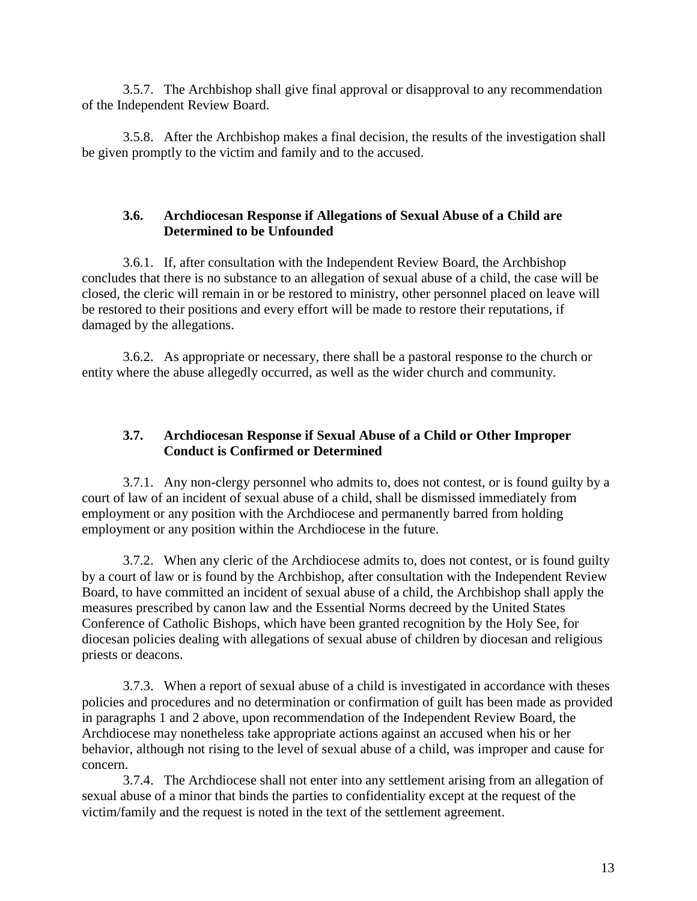3.5.7. The Archbishop shall give final approval or disapproval to any recommendation of the Independent Review Board.

3.5.8. After the Archbishop makes a final decision, the results of the investigation shall be given promptly to the victim and family and to the accused.

### 3.6. Archdiocesan Response if Allegations of Sexual Abuse of a Child are Determined to be Unfounded

3.6.1. If, after consultation with the Independent Review Board, the Archbishop concludes that there is no substance to an allegation of sexual abuse of a child, the case will be closed, the cleric will remain in or be restored to ministry, other personnel placed on leave will be restored to their positions and every effort will be made to restore their reputations, if damaged by the allegations.

3.6.2. As appropriate or necessary, there shall be a pastoral response to the church or entity where the abuse allegedly occurred, as well as the wider church and community.

### 3.7. Archdiocesan Response if Sexual Abuse of a Child or Other Improper Conduct is Confirmed or Determined

3.7.1. Any non-clergy personnel who admits to, does not contest, or is found guilty by a court of law of an incident of sexual abuse of a child, shall be dismissed immediately from employment or any position with the Archdiocese and permanently barred from holding employment or any position within the Archdiocese in the future.

3.7.2. When any cleric of the Archdiocese admits to, does not contest, or is found guilty by a court of law or is found by the Archbishop, after consultation with the Independent Review Board, to have committed an incident of sexual abuse of a child, the Archbishop shall apply the measures prescribed by canon law and the Essential Norms decreed by the United States Conference of Catholic Bishops, which have been granted recognition by the Holy See, for diocesan policies dealing with allegations of sexual abuse of children by diocesan and religious priests or deacons.

3.7.3. When a report of sexual abuse of a child is investigated in accordance with theses policies and procedures and no determination or confirmation of guilt has been made as provided in paragraphs 1 and 2 above, upon recommendation of the Independent Review Board, the Archdiocese may nonetheless take appropriate actions against an accused when his or her behavior, although not rising to the level of sexual abuse of a child, was improper and cause for concern.

3.7.4. The Archdiocese shall not enter into any settlement arising from an allegation of sexual abuse of a minor that binds the parties to confidentiality except at the request of the victim/family and the request is noted in the text of the settlement agreement.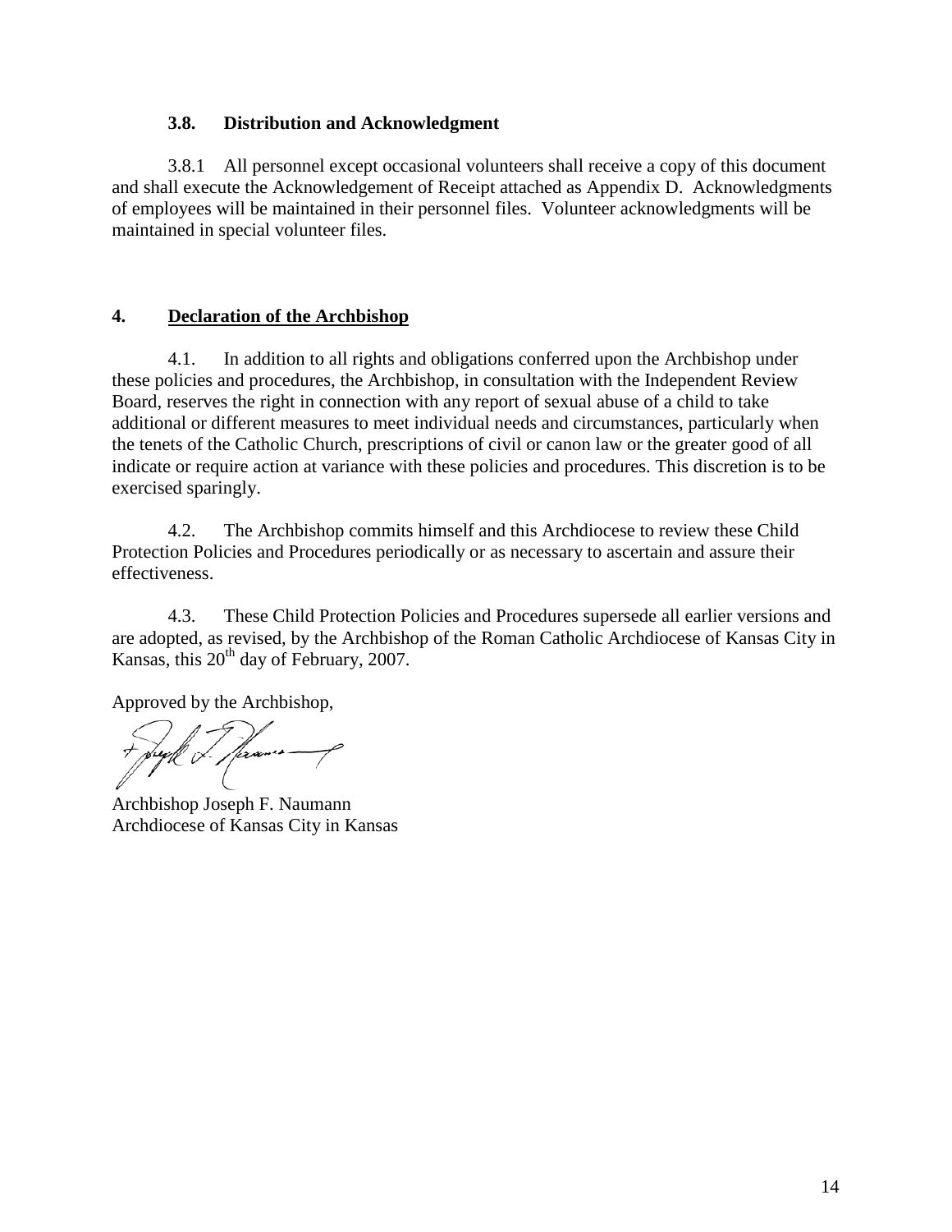### 3.8. Distribution and Acknowledgment

3.8.1 All personnel except occasional volunteers shall receive a copy of this document and shall execute the Acknowledgement of Receipt attached as Appendix D. Acknowledgments of employees will be maintained in their personnel files. Volunteer acknowledgments will be maintained in special volunteer files.

## 4. Declaration of the Archbishop

4.1. In addition to all rights and obligations conferred upon the Archbishop under these policies and procedures, the Archbishop, in consultation with the Independent Review Board, reserves the right in connection with any report of sexual abuse of a child to take additional or different measures to meet individual needs and circumstances, particularly when the tenets of the Catholic Church, prescriptions of civil or canon law or the greater good of all indicate or require action at variance with these policies and procedures. This discretion is to be exercised sparingly.

4.2. The Archbishop commits himself and this Archdiocese to review these Child Protection Policies and Procedures periodically or as necessary to ascertain and assure their effectiveness.

4.3. These Child Protection Policies and Procedures supersede all earlier versions and are adopted, as revised, by the Archbishop of the Roman Catholic Archdiocese of Kansas City in Kansas, this 20th day of February, 2007.

Approved by the Archbishop,

Archbishop Joseph F. Naumann
Archdiocese of Kansas City in Kansas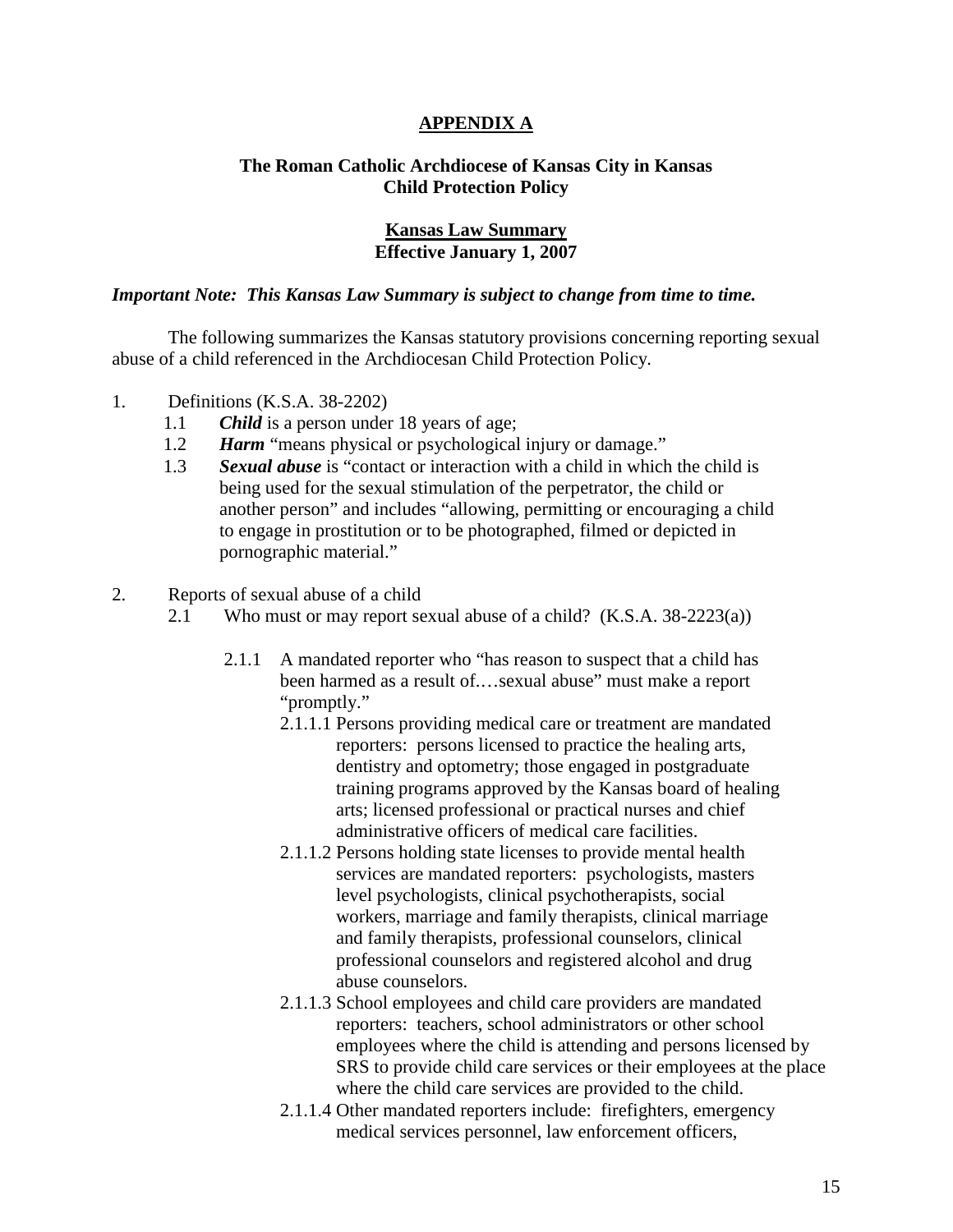**APPENDIX A**

**The Roman Catholic Archdiocese of Kansas City in Kansas**
**Child Protection Policy**

**Kansas Law Summary**
**Effective January 1, 2007**

***Important Note: This Kansas Law Summary is subject to change from time to time.***

The following summarizes the Kansas statutory provisions concerning reporting sexual abuse of a child referenced in the Archdiocesan Child Protection Policy.

1. Definitions (K.S.A. 38-2202)
   - 1.1 ***Child*** is a person under 18 years of age;
   - 1.2 ***Harm*** "means physical or psychological injury or damage."
   - 1.3 ***Sexual abuse*** is "contact or interaction with a child in which the child is being used for the sexual stimulation of the perpetrator, the child or another person" and includes "allowing, permitting or encouraging a child to engage in prostitution or to be photographed, filmed or depicted in pornographic material."

2. Reports of sexual abuse of a child
   - 2.1 Who must or may report sexual abuse of a child? (K.S.A. 38-2223(a))
     - 2.1.1 A mandated reporter who "has reason to suspect that a child has been harmed as a result of.…sexual abuse" must make a report "promptly."
       - 2.1.1.1 Persons providing medical care or treatment are mandated reporters: persons licensed to practice the healing arts, dentistry and optometry; those engaged in postgraduate training programs approved by the Kansas board of healing arts; licensed professional or practical nurses and chief administrative officers of medical care facilities.
       - 2.1.1.2 Persons holding state licenses to provide mental health services are mandated reporters: psychologists, masters level psychologists, clinical psychotherapists, social workers, marriage and family therapists, clinical marriage and family therapists, professional counselors, clinical professional counselors and registered alcohol and drug abuse counselors.
       - 2.1.1.3 School employees and child care providers are mandated reporters: teachers, school administrators or other school employees where the child is attending and persons licensed by SRS to provide child care services or their employees at the place where the child care services are provided to the child.
       - 2.1.1.4 Other mandated reporters include: firefighters, emergency medical services personnel, law enforcement officers,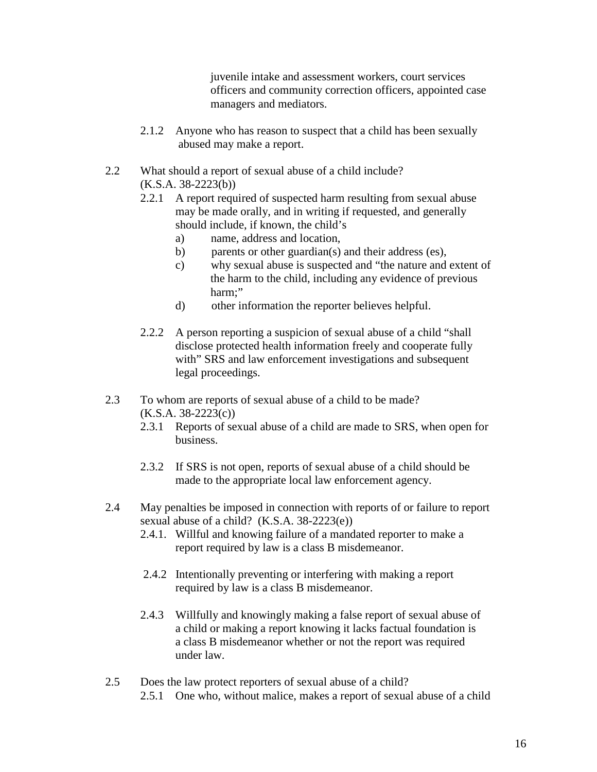juvenile intake and assessment workers, court services officers and community correction officers, appointed case managers and mediators.

2.1.2 Anyone who has reason to suspect that a child has been sexually abused may make a report.

2.2 What should a report of sexual abuse of a child include? (K.S.A. 38-2223(b))

2.2.1 A report required of suspected harm resulting from sexual abuse may be made orally, and in writing if requested, and generally should include, if known, the child's

a) name, address and location,

b) parents or other guardian(s) and their address (es),

c) why sexual abuse is suspected and "the nature and extent of the harm to the child, including any evidence of previous harm;"

d) other information the reporter believes helpful.

2.2.2 A person reporting a suspicion of sexual abuse of a child "shall disclose protected health information freely and cooperate fully with" SRS and law enforcement investigations and subsequent legal proceedings.

2.3 To whom are reports of sexual abuse of a child to be made? (K.S.A. 38-2223(c))

2.3.1 Reports of sexual abuse of a child are made to SRS, when open for business.

2.3.2 If SRS is not open, reports of sexual abuse of a child should be made to the appropriate local law enforcement agency.

2.4 May penalties be imposed in connection with reports of or failure to report sexual abuse of a child? (K.S.A. 38-2223(e))

2.4.1. Willful and knowing failure of a mandated reporter to make a report required by law is a class B misdemeanor.

2.4.2 Intentionally preventing or interfering with making a report required by law is a class B misdemeanor.

2.4.3 Willfully and knowingly making a false report of sexual abuse of a child or making a report knowing it lacks factual foundation is a class B misdemeanor whether or not the report was required under law.

2.5 Does the law protect reporters of sexual abuse of a child?

2.5.1 One who, without malice, makes a report of sexual abuse of a child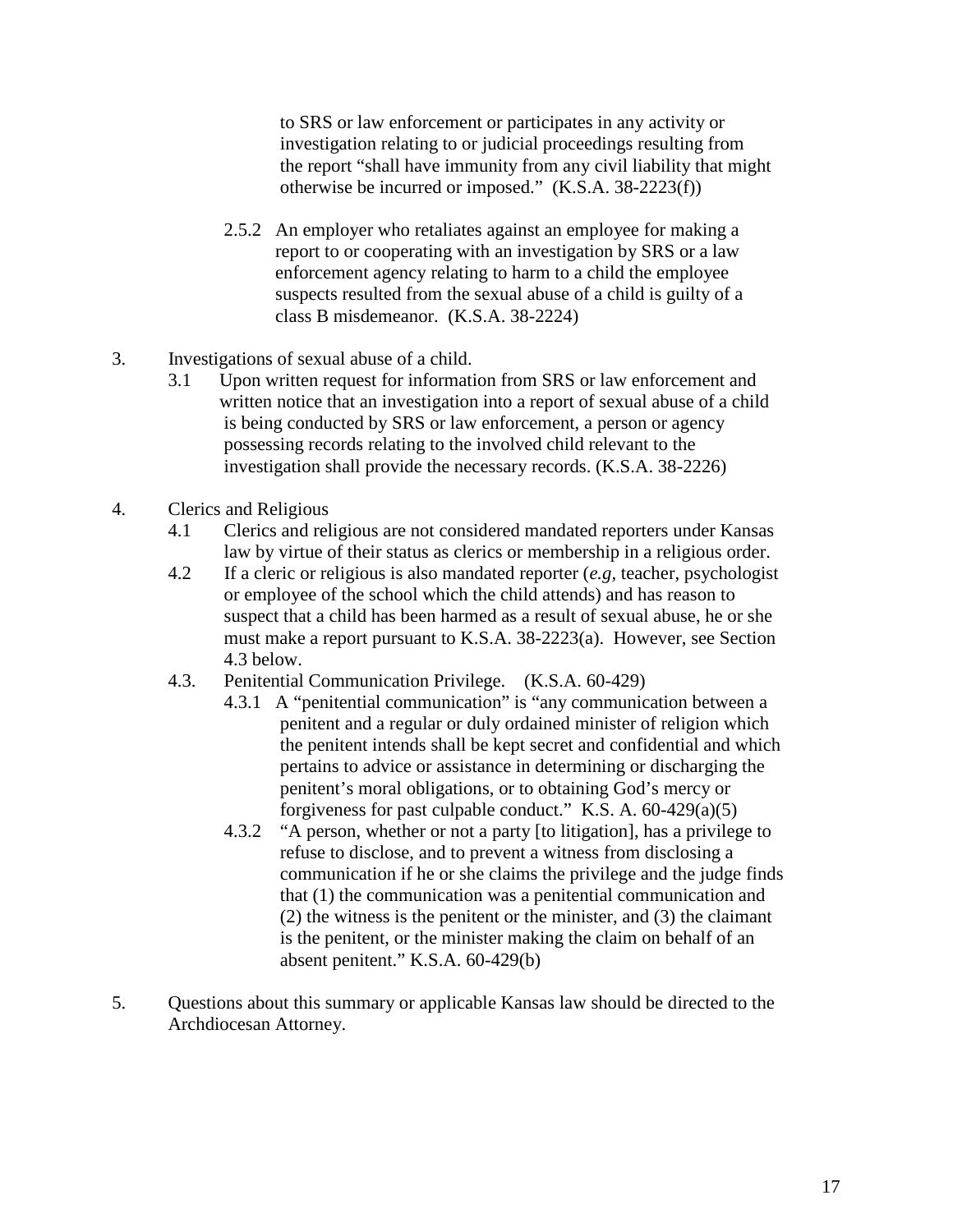to SRS or law enforcement or participates in any activity or investigation relating to or judicial proceedings resulting from the report "shall have immunity from any civil liability that might otherwise be incurred or imposed." (K.S.A. 38-2223(f))

2.5.2 An employer who retaliates against an employee for making a report to or cooperating with an investigation by SRS or a law enforcement agency relating to harm to a child the employee suspects resulted from the sexual abuse of a child is guilty of a class B misdemeanor. (K.S.A. 38-2224)

3. Investigations of sexual abuse of a child.

3.1 Upon written request for information from SRS or law enforcement and written notice that an investigation into a report of sexual abuse of a child is being conducted by SRS or law enforcement, a person or agency possessing records relating to the involved child relevant to the investigation shall provide the necessary records. (K.S.A. 38-2226)

4. Clerics and Religious

4.1 Clerics and religious are not considered mandated reporters under Kansas law by virtue of their status as clerics or membership in a religious order.

4.2 If a cleric or religious is also mandated reporter (*e.g*, teacher, psychologist or employee of the school which the child attends) and has reason to suspect that a child has been harmed as a result of sexual abuse, he or she must make a report pursuant to K.S.A. 38-2223(a). However, see Section 4.3 below.

4.3. Penitential Communication Privilege. (K.S.A. 60-429)

4.3.1 A "penitential communication" is "any communication between a penitent and a regular or duly ordained minister of religion which the penitent intends shall be kept secret and confidential and which pertains to advice or assistance in determining or discharging the penitent's moral obligations, or to obtaining God's mercy or forgiveness for past culpable conduct." K.S. A. 60-429(a)(5)

4.3.2 "A person, whether or not a party [to litigation], has a privilege to refuse to disclose, and to prevent a witness from disclosing a communication if he or she claims the privilege and the judge finds that (1) the communication was a penitential communication and (2) the witness is the penitent or the minister, and (3) the claimant is the penitent, or the minister making the claim on behalf of an absent penitent." K.S.A. 60-429(b)

5. Questions about this summary or applicable Kansas law should be directed to the Archdiocesan Attorney.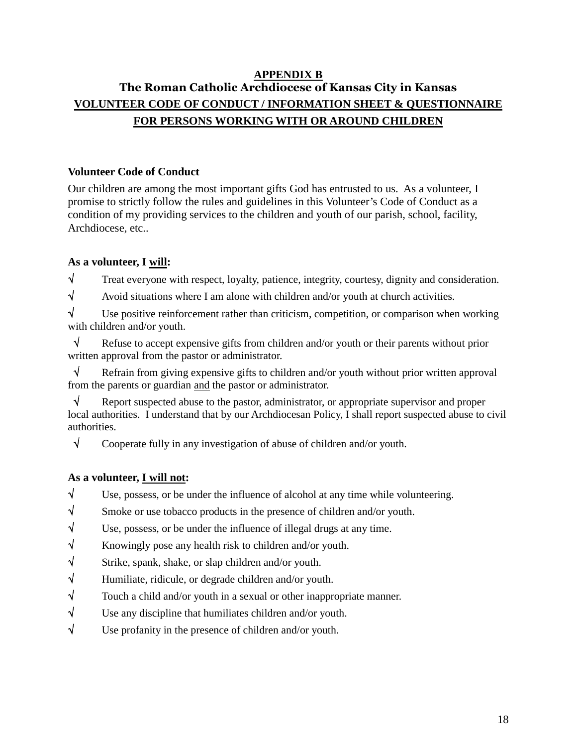## APPENDIX B

## The Roman Catholic Archdiocese of Kansas City in Kansas

## VOLUNTEER CODE OF CONDUCT / INFORMATION SHEET & QUESTIONNAIRE FOR PERSONS WORKING WITH OR AROUND CHILDREN

**Volunteer Code of Conduct**

Our children are among the most important gifts God has entrusted to us. As a volunteer, I promise to strictly follow the rules and guidelines in this Volunteer's Code of Conduct as a condition of my providing services to the children and youth of our parish, school, facility, Archdiocese, etc..

**As a volunteer, I will:**

√ Treat everyone with respect, loyalty, patience, integrity, courtesy, dignity and consideration.

√ Avoid situations where I am alone with children and/or youth at church activities.

√ Use positive reinforcement rather than criticism, competition, or comparison when working with children and/or youth.

√ Refuse to accept expensive gifts from children and/or youth or their parents without prior written approval from the pastor or administrator.

√ Refrain from giving expensive gifts to children and/or youth without prior written approval from the parents or guardian and the pastor or administrator.

√ Report suspected abuse to the pastor, administrator, or appropriate supervisor and proper local authorities. I understand that by our Archdiocesan Policy, I shall report suspected abuse to civil authorities.

√ Cooperate fully in any investigation of abuse of children and/or youth.

**As a volunteer, I will not:**

√ Use, possess, or be under the influence of alcohol at any time while volunteering.

√ Smoke or use tobacco products in the presence of children and/or youth.

√ Use, possess, or be under the influence of illegal drugs at any time.

√ Knowingly pose any health risk to children and/or youth.

√ Strike, spank, shake, or slap children and/or youth.

√ Humiliate, ridicule, or degrade children and/or youth.

√ Touch a child and/or youth in a sexual or other inappropriate manner.

√ Use any discipline that humiliates children and/or youth.

√ Use profanity in the presence of children and/or youth.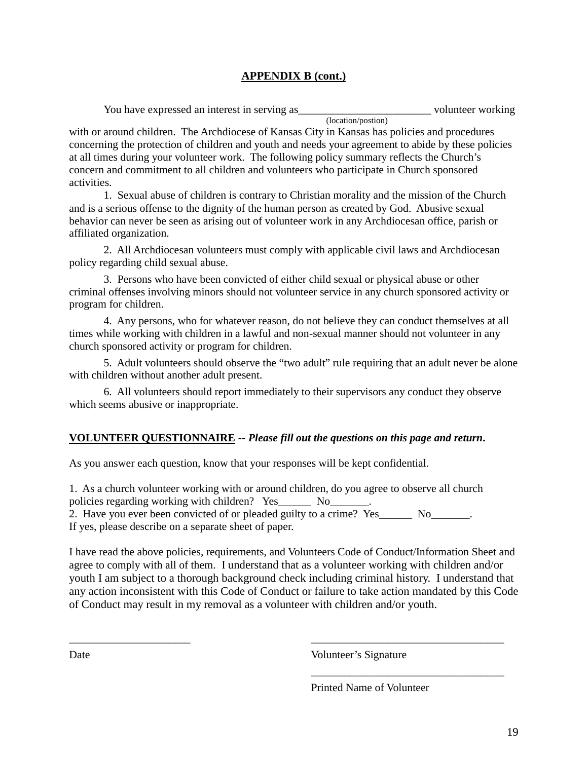**APPENDIX B (cont.)**

You have expressed an interest in serving as________________________ volunteer working (location/postion) with or around children. The Archdiocese of Kansas City in Kansas has policies and procedures concerning the protection of children and youth and needs your agreement to abide by these policies at all times during your volunteer work. The following policy summary reflects the Church's concern and commitment to all children and volunteers who participate in Church sponsored activities.

1. Sexual abuse of children is contrary to Christian morality and the mission of the Church and is a serious offense to the dignity of the human person as created by God. Abusive sexual behavior can never be seen as arising out of volunteer work in any Archdiocesan office, parish or affiliated organization.

2. All Archdiocesan volunteers must comply with applicable civil laws and Archdiocesan policy regarding child sexual abuse.

3. Persons who have been convicted of either child sexual or physical abuse or other criminal offenses involving minors should not volunteer service in any church sponsored activity or program for children.

4. Any persons, who for whatever reason, do not believe they can conduct themselves at all times while working with children in a lawful and non-sexual manner should not volunteer in any church sponsored activity or program for children.

5. Adult volunteers should observe the "two adult" rule requiring that an adult never be alone with children without another adult present.

6. All volunteers should report immediately to their supervisors any conduct they observe which seems abusive or inappropriate.

**VOLUNTEER QUESTIONNAIRE** -- ***Please fill out the questions on this page and return*.**

As you answer each question, know that your responses will be kept confidential.

1. As a church volunteer working with or around children, do you agree to observe all church policies regarding working with children? Yes______ No_______.
2. Have you ever been convicted of or pleaded guilty to a crime? Yes______ No_______.
If yes, please describe on a separate sheet of paper.

I have read the above policies, requirements, and Volunteers Code of Conduct/Information Sheet and agree to comply with all of them. I understand that as a volunteer working with children and/or youth I am subject to a thorough background check including criminal history. I understand that any action inconsistent with this Code of Conduct or failure to take action mandated by this Code of Conduct may result in my removal as a volunteer with children and/or youth.

_____________________ &nbsp;&nbsp;&nbsp;&nbsp;&nbsp;&nbsp;&nbsp;&nbsp;&nbsp;&nbsp; __________________________________
Date &nbsp;&nbsp;&nbsp;&nbsp;&nbsp;&nbsp;&nbsp;&nbsp;&nbsp;&nbsp;&nbsp;&nbsp;&nbsp;&nbsp;&nbsp;&nbsp;&nbsp;&nbsp;&nbsp;&nbsp;&nbsp;&nbsp;&nbsp;&nbsp;&nbsp;&nbsp;&nbsp;&nbsp;&nbsp;&nbsp;&nbsp;&nbsp;&nbsp;&nbsp;&nbsp;&nbsp; Volunteer's Signature

__________________________________
Printed Name of Volunteer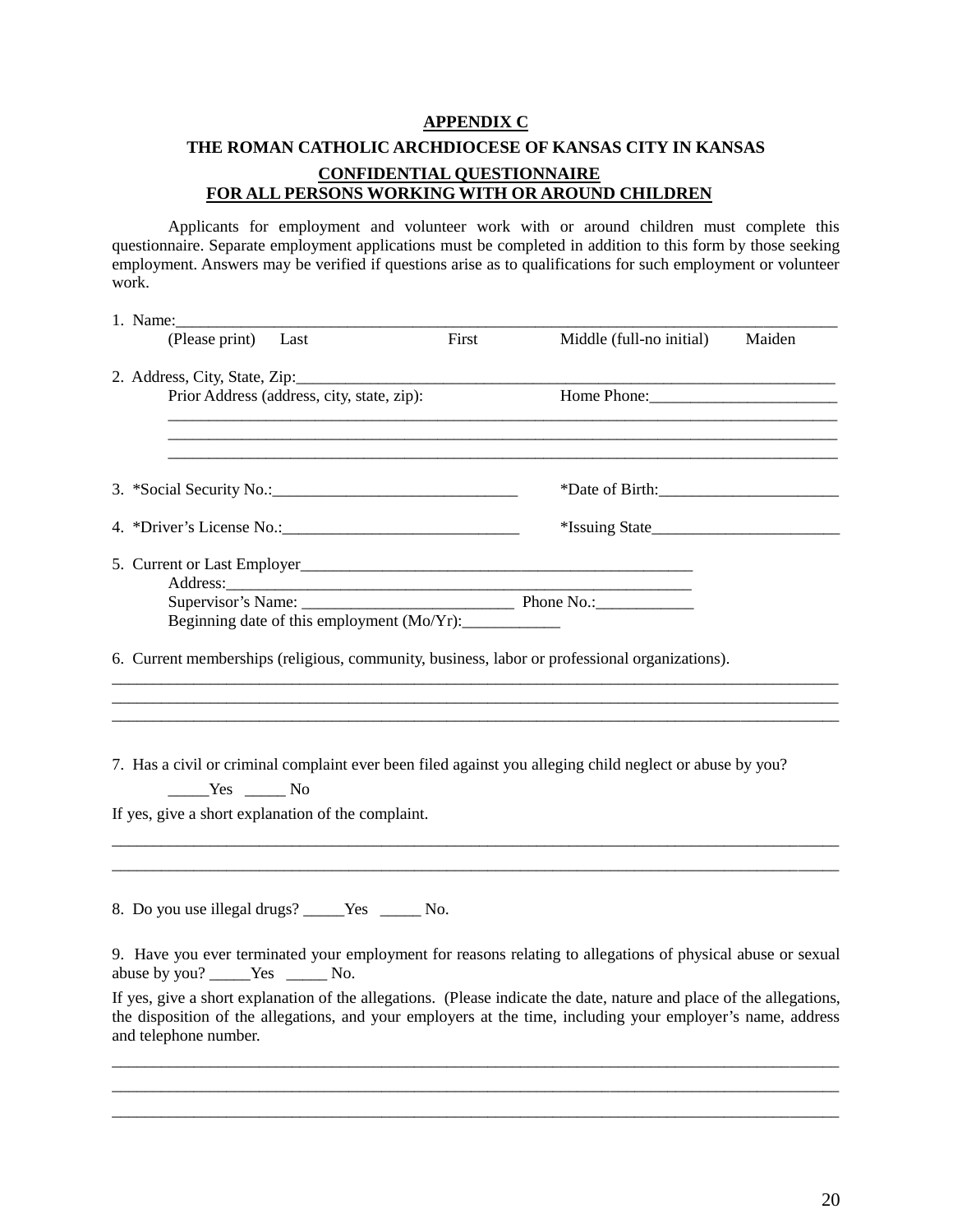**APPENDIX C**

**THE ROMAN CATHOLIC ARCHDIOCESE OF KANSAS CITY IN KANSAS**

**CONFIDENTIAL QUESTIONNAIRE**
**FOR ALL PERSONS WORKING WITH OR AROUND CHILDREN**

Applicants for employment and volunteer work with or around children must complete this questionnaire. Separate employment applications must be completed in addition to this form by those seeking employment. Answers may be verified if questions arise as to qualifications for such employment or volunteer work.

1. Name:_______________________________________________________________________________
 (Please print) Last First Middle (full-no initial) Maiden

2. Address, City, State, Zip:_____________________________________________________________
 Prior Address (address, city, state, zip): Home Phone:_______________________
 _________________________________________________________________________________
 _________________________________________________________________________________
 _________________________________________________________________________________

3. *Social Security No.:______________________________ *Date of Birth:______________________

4. *Driver's License No.:_____________________________ *Issuing State_______________________

5. Current or Last Employer_________________________________________________
 Address:________________________________________________________
 Supervisor's Name: __________________________ Phone No.:____________
 Beginning date of this employment (Mo/Yr):____________

6. Current memberships (religious, community, business, labor or professional organizations).
_________________________________________________________________________________________
_________________________________________________________________________________________
_________________________________________________________________________________________

7. Has a civil or criminal complaint ever been filed against you alleging child neglect or abuse by you?
 _____Yes _____ No

If yes, give a short explanation of the complaint.
_________________________________________________________________________________________
_________________________________________________________________________________________

8. Do you use illegal drugs? _____Yes _____ No.

9. Have you ever terminated your employment for reasons relating to allegations of physical abuse or sexual abuse by you? _____Yes _____ No.

If yes, give a short explanation of the allegations. (Please indicate the date, nature and place of the allegations, the disposition of the allegations, and your employers at the time, including your employer's name, address and telephone number.
_________________________________________________________________________________________
_________________________________________________________________________________________
_________________________________________________________________________________________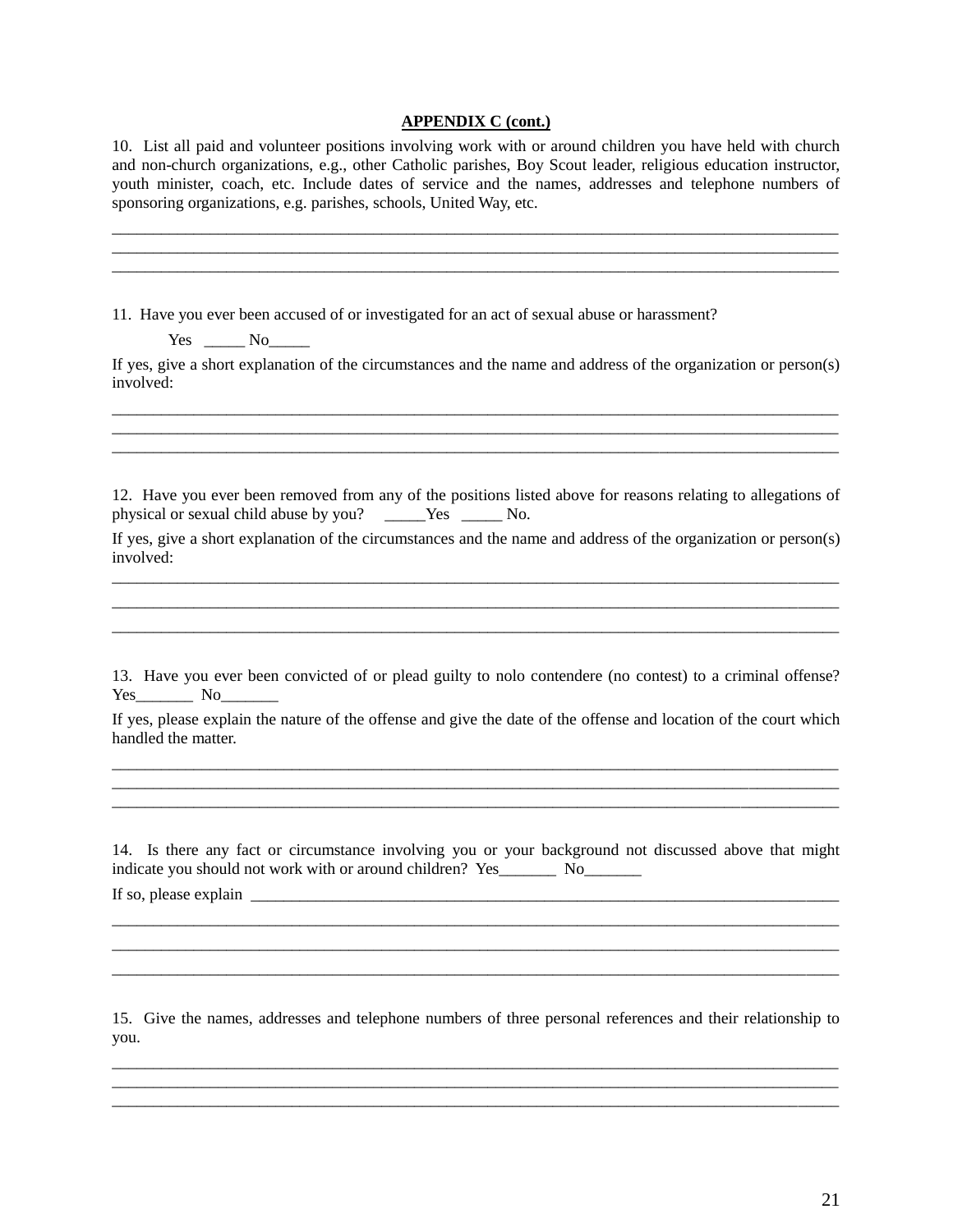**APPENDIX C (cont.)**

10. List all paid and volunteer positions involving work with or around children you have held with church and non-church organizations, e.g., other Catholic parishes, Boy Scout leader, religious education instructor, youth minister, coach, etc. Include dates of service and the names, addresses and telephone numbers of sponsoring organizations, e.g. parishes, schools, United Way, etc.

_______________________________________________________________________________
_______________________________________________________________________________
_______________________________________________________________________________

11. Have you ever been accused of or investigated for an act of sexual abuse or harassment?

Yes _____ No_____

If yes, give a short explanation of the circumstances and the name and address of the organization or person(s) involved:

_______________________________________________________________________________
_______________________________________________________________________________
_______________________________________________________________________________

12. Have you ever been removed from any of the positions listed above for reasons relating to allegations of physical or sexual child abuse by you? _____Yes _____ No.

If yes, give a short explanation of the circumstances and the name and address of the organization or person(s) involved:

_______________________________________________________________________________
_______________________________________________________________________________
_______________________________________________________________________________

13. Have you ever been convicted of or plead guilty to nolo contendere (no contest) to a criminal offense? Yes_______ No_______

If yes, please explain the nature of the offense and give the date of the offense and location of the court which handled the matter.

_______________________________________________________________________________
_______________________________________________________________________________
_______________________________________________________________________________

14. Is there any fact or circumstance involving you or your background not discussed above that might indicate you should not work with or around children? Yes_______ No_______

If so, please explain ______________________________________________________________
_______________________________________________________________________________
_______________________________________________________________________________
_______________________________________________________________________________

15. Give the names, addresses and telephone numbers of three personal references and their relationship to you.

_______________________________________________________________________________
_______________________________________________________________________________
_______________________________________________________________________________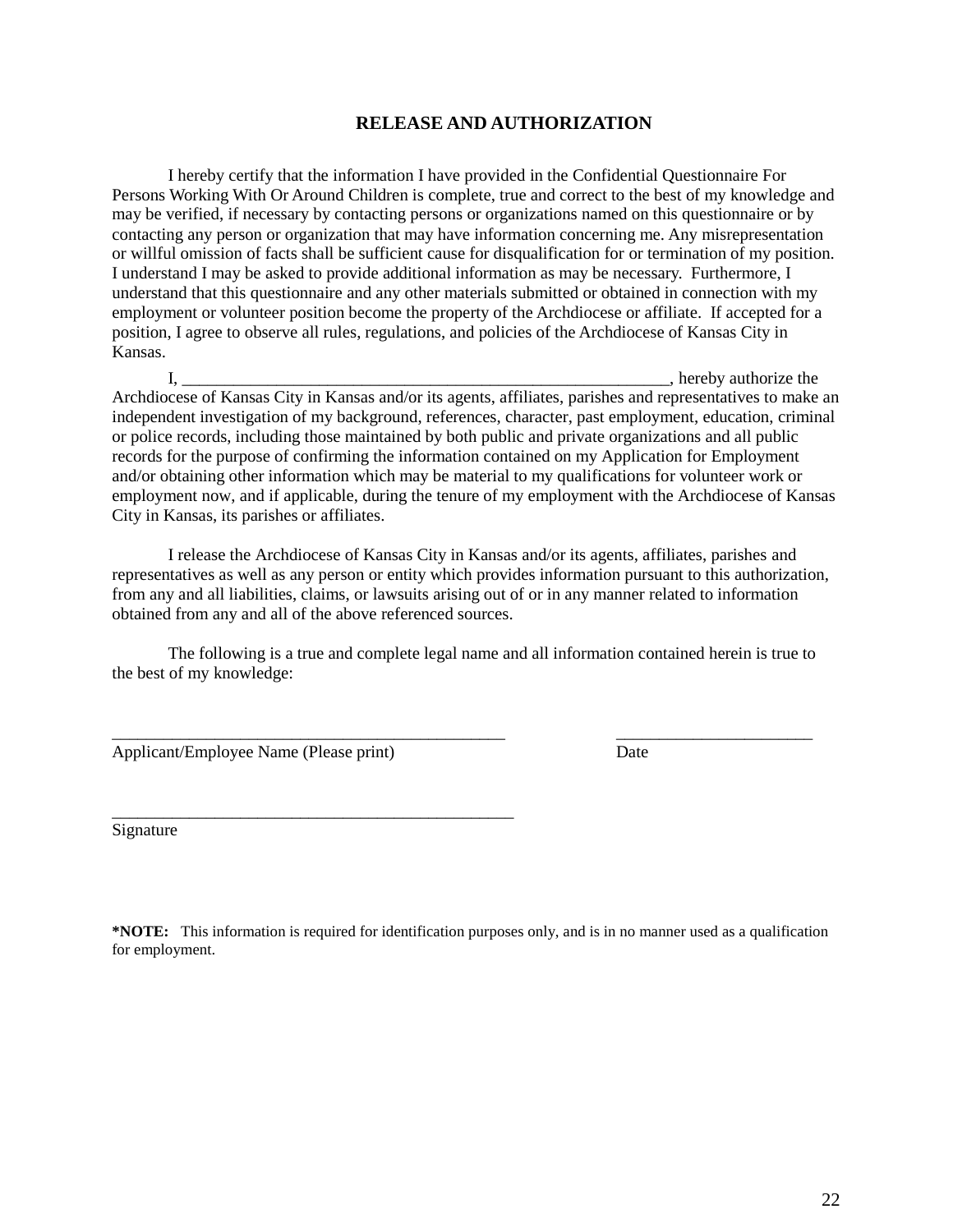## RELEASE AND AUTHORIZATION

I hereby certify that the information I have provided in the Confidential Questionnaire For Persons Working With Or Around Children is complete, true and correct to the best of my knowledge and may be verified, if necessary by contacting persons or organizations named on this questionnaire or by contacting any person or organization that may have information concerning me. Any misrepresentation or willful omission of facts shall be sufficient cause for disqualification for or termination of my position. I understand I may be asked to provide additional information as may be necessary. Furthermore, I understand that this questionnaire and any other materials submitted or obtained in connection with my employment or volunteer position become the property of the Archdiocese or affiliate. If accepted for a position, I agree to observe all rules, regulations, and policies of the Archdiocese of Kansas City in Kansas.

I, ___________________________________________________________, hereby authorize the Archdiocese of Kansas City in Kansas and/or its agents, affiliates, parishes and representatives to make an independent investigation of my background, references, character, past employment, education, criminal or police records, including those maintained by both public and private organizations and all public records for the purpose of confirming the information contained on my Application for Employment and/or obtaining other information which may be material to my qualifications for volunteer work or employment now, and if applicable, during the tenure of my employment with the Archdiocese of Kansas City in Kansas, its parishes or affiliates.

I release the Archdiocese of Kansas City in Kansas and/or its agents, affiliates, parishes and representatives as well as any person or entity which provides information pursuant to this authorization, from any and all liabilities, claims, or lawsuits arising out of or in any manner related to information obtained from any and all of the above referenced sources.

The following is a true and complete legal name and all information contained herein is true to the best of my knowledge:

_______________________________________________ _______________________

Applicant/Employee Name (Please print) Date

________________________________________________

Signature

**\*NOTE:** This information is required for identification purposes only, and is in no manner used as a qualification for employment.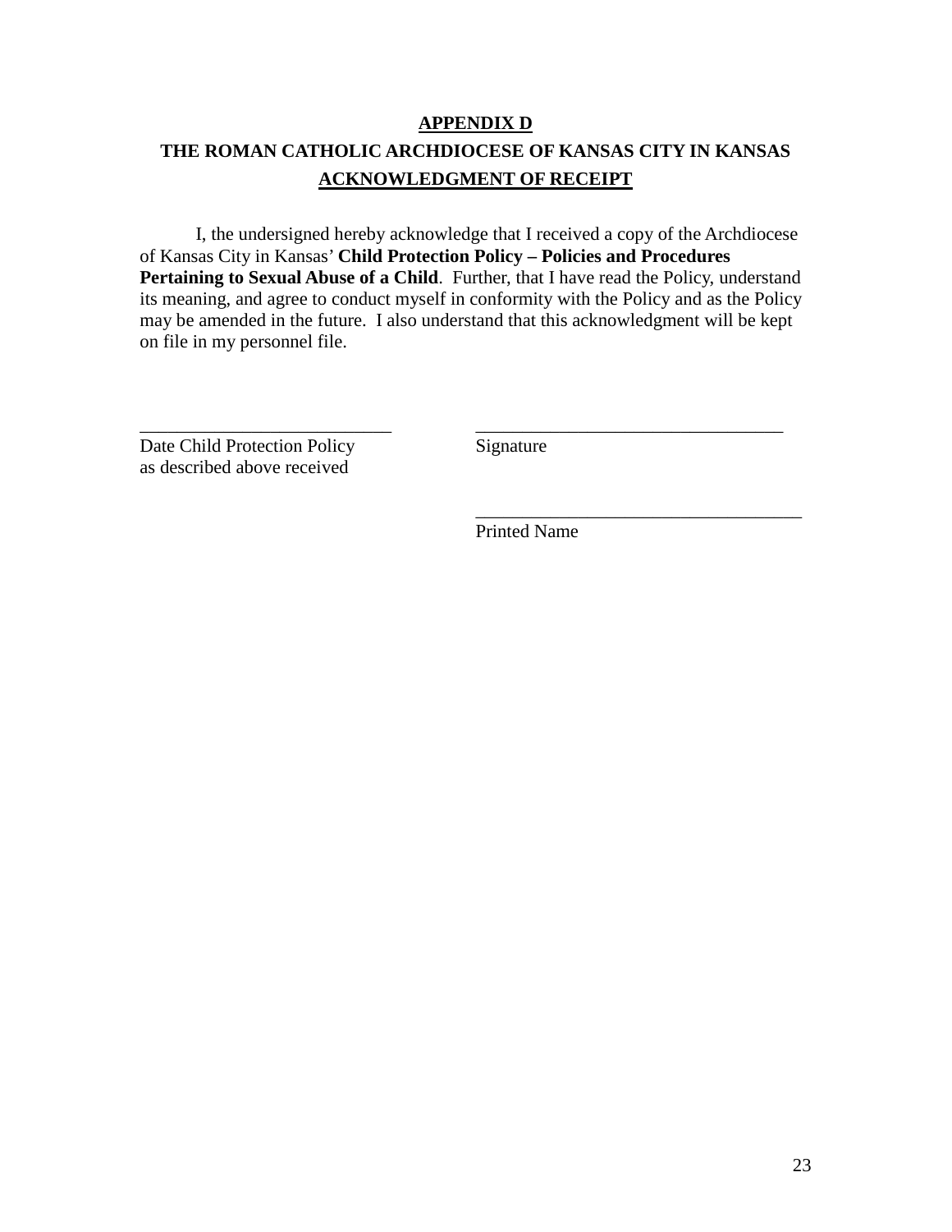**<u>APPENDIX D</u>**

**THE ROMAN CATHOLIC ARCHDIOCESE OF KANSAS CITY IN KANSAS**

**<u>ACKNOWLEDGMENT OF RECEIPT</u>**

I, the undersigned hereby acknowledge that I received a copy of the Archdiocese of Kansas City in Kansas' **Child Protection Policy – Policies and Procedures Pertaining to Sexual Abuse of a Child**. Further, that I have read the Policy, understand its meaning, and agree to conduct myself in conformity with the Policy and as the Policy may be amended in the future. I also understand that this acknowledgment will be kept on file in my personnel file.

| | |
|---|---|
| ___________________________ | _________________________________ |
| Date Child Protection Policy as described above received | Signature |
| | ___________________________________ |
| | Printed Name |